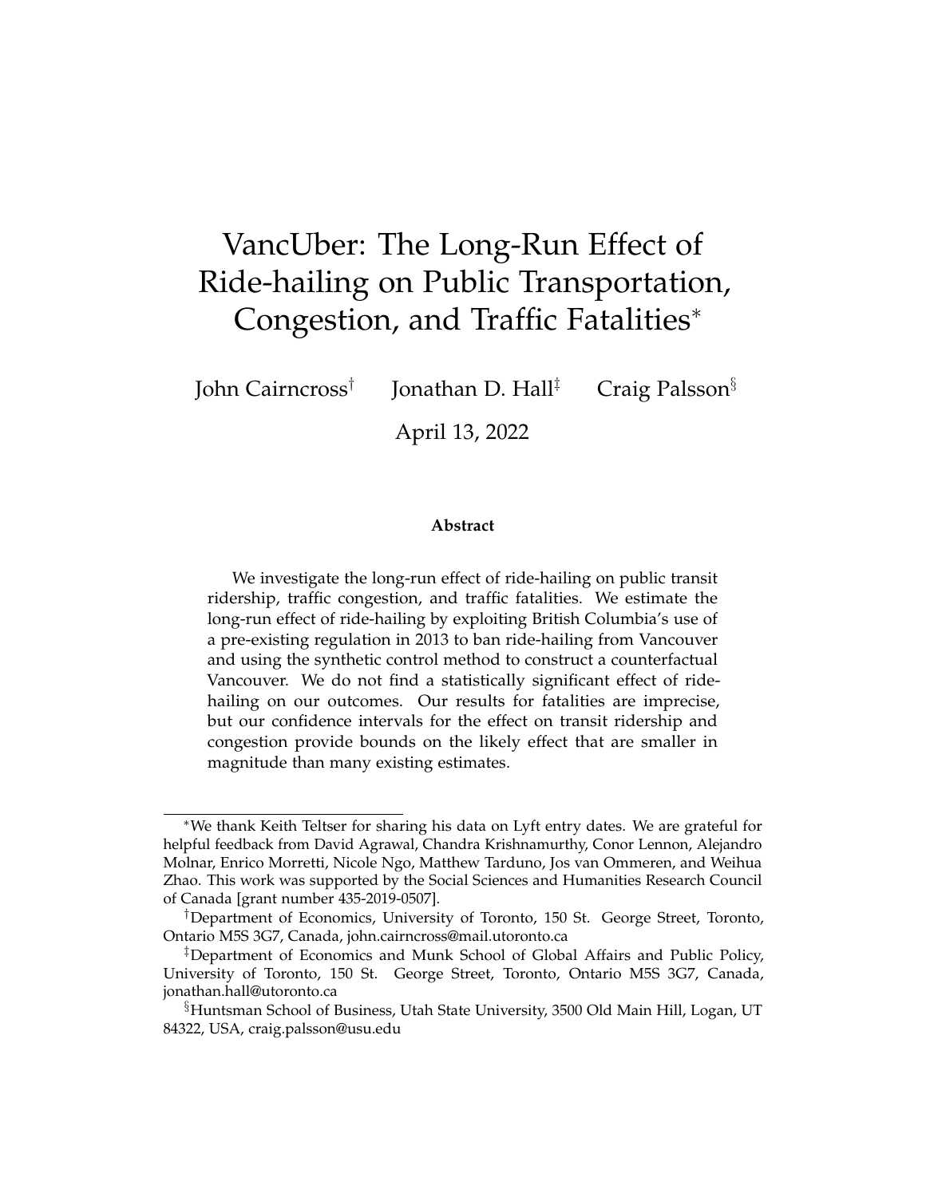# VancUber: The Long-Run Effect of Ride-hailing on Public Transportation, Congestion, and Traffic Fatalities*

John Cairncross† Jonathan D. Hall‡ Craig Palsson§

April 13, 2022

**Abstract**

We investigate the long-run effect of ride-hailing on public transit ridership, traffic congestion, and traffic fatalities. We estimate the long-run effect of ride-hailing by exploiting British Columbia's use of a pre-existing regulation in 2013 to ban ride-hailing from Vancouver and using the synthetic control method to construct a counterfactual Vancouver. We do not find a statistically significant effect of ride-hailing on our outcomes. Our results for fatalities are imprecise, but our confidence intervals for the effect on transit ridership and congestion provide bounds on the likely effect that are smaller in magnitude than many existing estimates.

---

*We thank Keith Teltser for sharing his data on Lyft entry dates. We are grateful for helpful feedback from David Agrawal, Chandra Krishnamurthy, Conor Lennon, Alejandro Molnar, Enrico Morretti, Nicole Ngo, Matthew Tarduno, Jos van Ommeren, and Weihua Zhao. This work was supported by the Social Sciences and Humanities Research Council of Canada [grant number 435-2019-0507].

†Department of Economics, University of Toronto, 150 St. George Street, Toronto, Ontario M5S 3G7, Canada, john.cairncross@mail.utoronto.ca

‡Department of Economics and Munk School of Global Affairs and Public Policy, University of Toronto, 150 St. George Street, Toronto, Ontario M5S 3G7, Canada, jonathan.hall@utoronto.ca

§Huntsman School of Business, Utah State University, 3500 Old Main Hill, Logan, UT 84322, USA, craig.palsson@usu.edu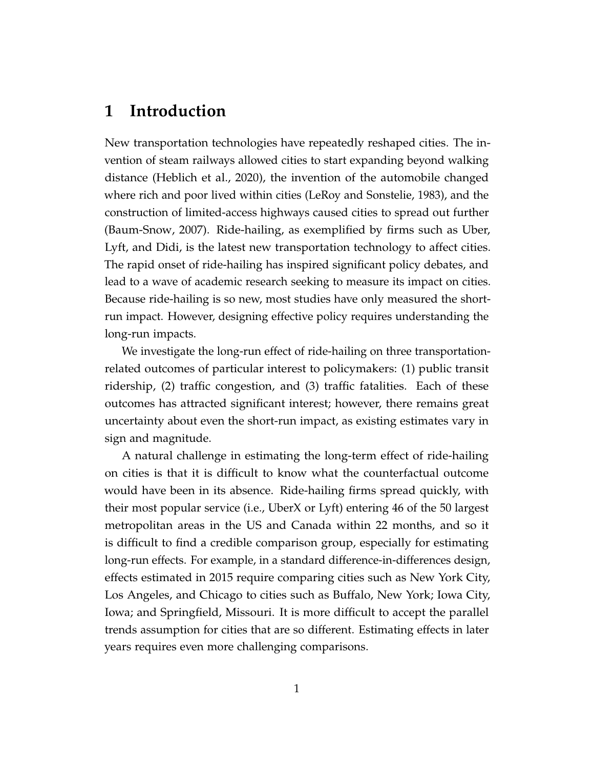# 1 Introduction

New transportation technologies have repeatedly reshaped cities. The invention of steam railways allowed cities to start expanding beyond walking distance (Heblich et al., 2020), the invention of the automobile changed where rich and poor lived within cities (LeRoy and Sonstelie, 1983), and the construction of limited-access highways caused cities to spread out further (Baum-Snow, 2007). Ride-hailing, as exemplified by firms such as Uber, Lyft, and Didi, is the latest new transportation technology to affect cities. The rapid onset of ride-hailing has inspired significant policy debates, and lead to a wave of academic research seeking to measure its impact on cities. Because ride-hailing is so new, most studies have only measured the short-run impact. However, designing effective policy requires understanding the long-run impacts.

We investigate the long-run effect of ride-hailing on three transportation-related outcomes of particular interest to policymakers: (1) public transit ridership, (2) traffic congestion, and (3) traffic fatalities. Each of these outcomes has attracted significant interest; however, there remains great uncertainty about even the short-run impact, as existing estimates vary in sign and magnitude.

A natural challenge in estimating the long-term effect of ride-hailing on cities is that it is difficult to know what the counterfactual outcome would have been in its absence. Ride-hailing firms spread quickly, with their most popular service (i.e., UberX or Lyft) entering 46 of the 50 largest metropolitan areas in the US and Canada within 22 months, and so it is difficult to find a credible comparison group, especially for estimating long-run effects. For example, in a standard difference-in-differences design, effects estimated in 2015 require comparing cities such as New York City, Los Angeles, and Chicago to cities such as Buffalo, New York; Iowa City, Iowa; and Springfield, Missouri. It is more difficult to accept the parallel trends assumption for cities that are so different. Estimating effects in later years requires even more challenging comparisons.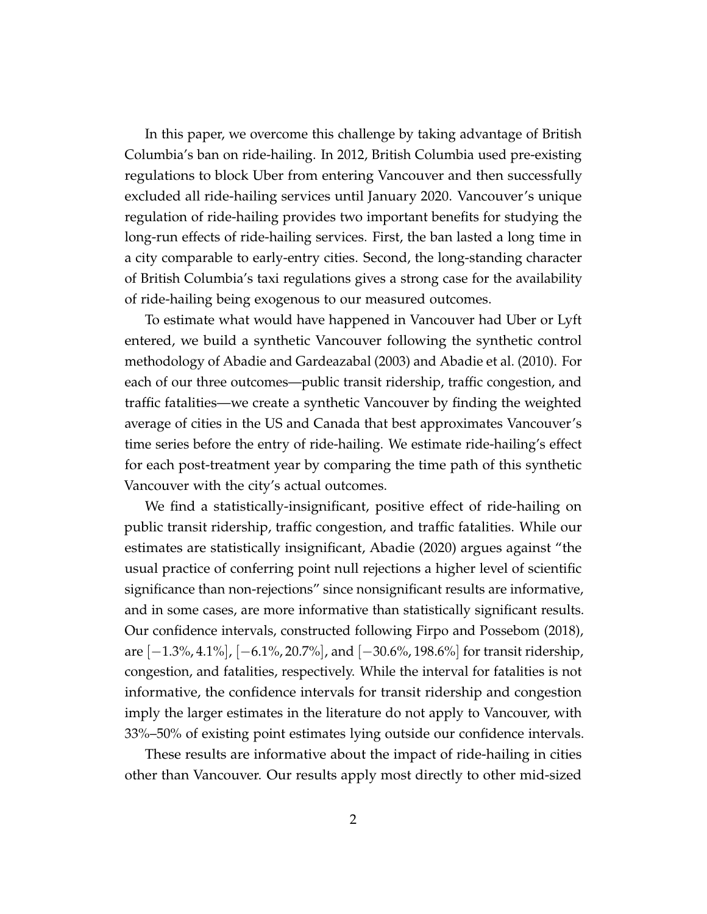In this paper, we overcome this challenge by taking advantage of British Columbia's ban on ride-hailing. In 2012, British Columbia used pre-existing regulations to block Uber from entering Vancouver and then successfully excluded all ride-hailing services until January 2020. Vancouver's unique regulation of ride-hailing provides two important benefits for studying the long-run effects of ride-hailing services. First, the ban lasted a long time in a city comparable to early-entry cities. Second, the long-standing character of British Columbia's taxi regulations gives a strong case for the availability of ride-hailing being exogenous to our measured outcomes.

To estimate what would have happened in Vancouver had Uber or Lyft entered, we build a synthetic Vancouver following the synthetic control methodology of Abadie and Gardeazabal (2003) and Abadie et al. (2010). For each of our three outcomes—public transit ridership, traffic congestion, and traffic fatalities—we create a synthetic Vancouver by finding the weighted average of cities in the US and Canada that best approximates Vancouver's time series before the entry of ride-hailing. We estimate ride-hailing's effect for each post-treatment year by comparing the time path of this synthetic Vancouver with the city's actual outcomes.

We find a statistically-insignificant, positive effect of ride-hailing on public transit ridership, traffic congestion, and traffic fatalities. While our estimates are statistically insignificant, Abadie (2020) argues against "the usual practice of conferring point null rejections a higher level of scientific significance than non-rejections" since nonsignificant results are informative, and in some cases, are more informative than statistically significant results. Our confidence intervals, constructed following Firpo and Possebom (2018), are $[-1.3\%, 4.1\%]$, $[-6.1\%, 20.7\%]$, and $[-30.6\%, 198.6\%]$ for transit ridership, congestion, and fatalities, respectively. While the interval for fatalities is not informative, the confidence intervals for transit ridership and congestion imply the larger estimates in the literature do not apply to Vancouver, with 33%–50% of existing point estimates lying outside our confidence intervals.

These results are informative about the impact of ride-hailing in cities other than Vancouver. Our results apply most directly to other mid-sized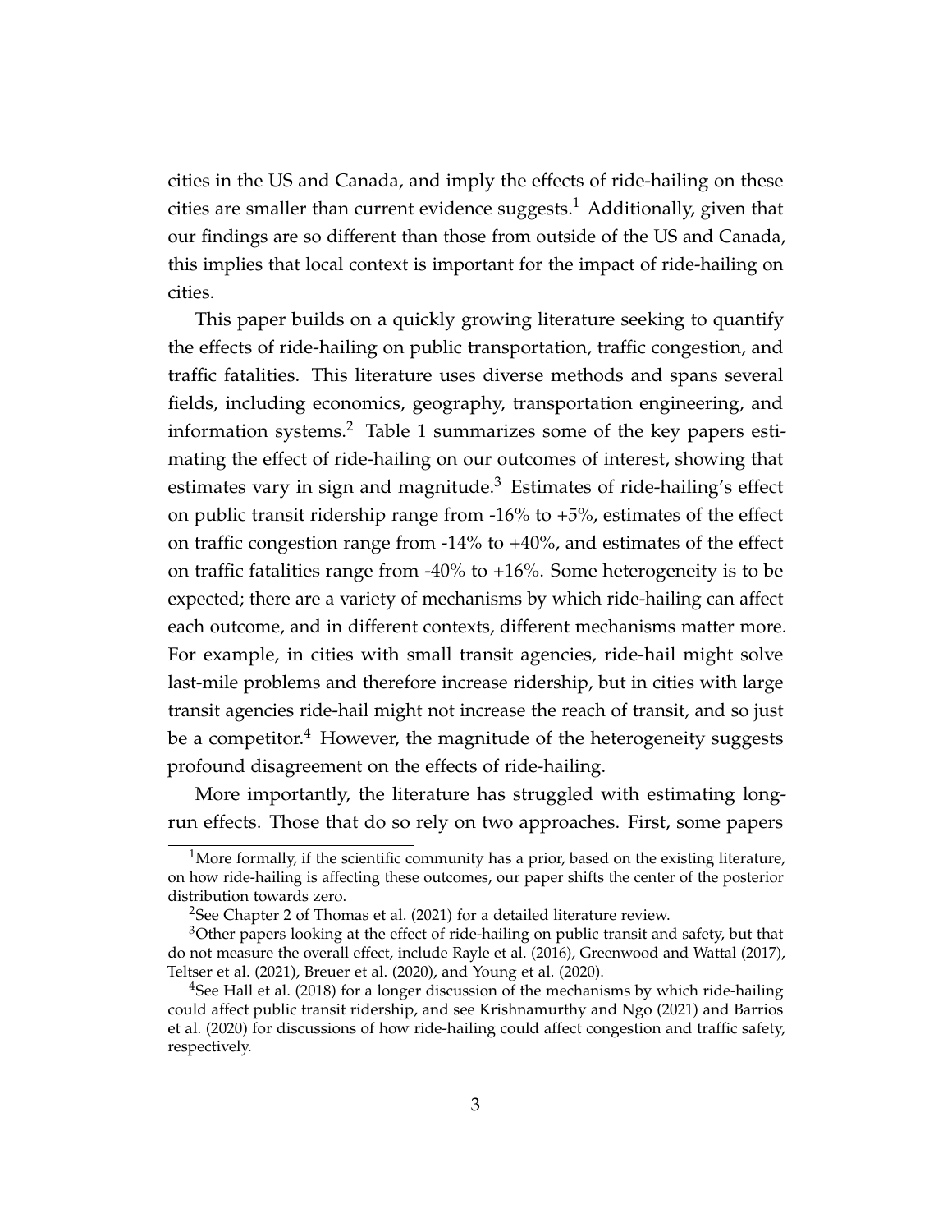cities in the US and Canada, and imply the effects of ride-hailing on these cities are smaller than current evidence suggests.[1] Additionally, given that our findings are so different than those from outside of the US and Canada, this implies that local context is important for the impact of ride-hailing on cities.

This paper builds on a quickly growing literature seeking to quantify the effects of ride-hailing on public transportation, traffic congestion, and traffic fatalities. This literature uses diverse methods and spans several fields, including economics, geography, transportation engineering, and information systems.[2] Table 1 summarizes some of the key papers estimating the effect of ride-hailing on our outcomes of interest, showing that estimates vary in sign and magnitude.[3] Estimates of ride-hailing's effect on public transit ridership range from -16% to +5%, estimates of the effect on traffic congestion range from -14% to +40%, and estimates of the effect on traffic fatalities range from -40% to +16%. Some heterogeneity is to be expected; there are a variety of mechanisms by which ride-hailing can affect each outcome, and in different contexts, different mechanisms matter more. For example, in cities with small transit agencies, ride-hail might solve last-mile problems and therefore increase ridership, but in cities with large transit agencies ride-hail might not increase the reach of transit, and so just be a competitor.[4] However, the magnitude of the heterogeneity suggests profound disagreement on the effects of ride-hailing.

More importantly, the literature has struggled with estimating long-run effects. Those that do so rely on two approaches. First, some papers

[1] More formally, if the scientific community has a prior, based on the existing literature, on how ride-hailing is affecting these outcomes, our paper shifts the center of the posterior distribution towards zero.

[2] See Chapter 2 of Thomas et al. (2021) for a detailed literature review.

[3] Other papers looking at the effect of ride-hailing on public transit and safety, but that do not measure the overall effect, include Rayle et al. (2016), Greenwood and Wattal (2017), Teltser et al. (2021), Breuer et al. (2020), and Young et al. (2020).

[4] See Hall et al. (2018) for a longer discussion of the mechanisms by which ride-hailing could affect public transit ridership, and see Krishnamurthy and Ngo (2021) and Barrios et al. (2020) for discussions of how ride-hailing could affect congestion and traffic safety, respectively.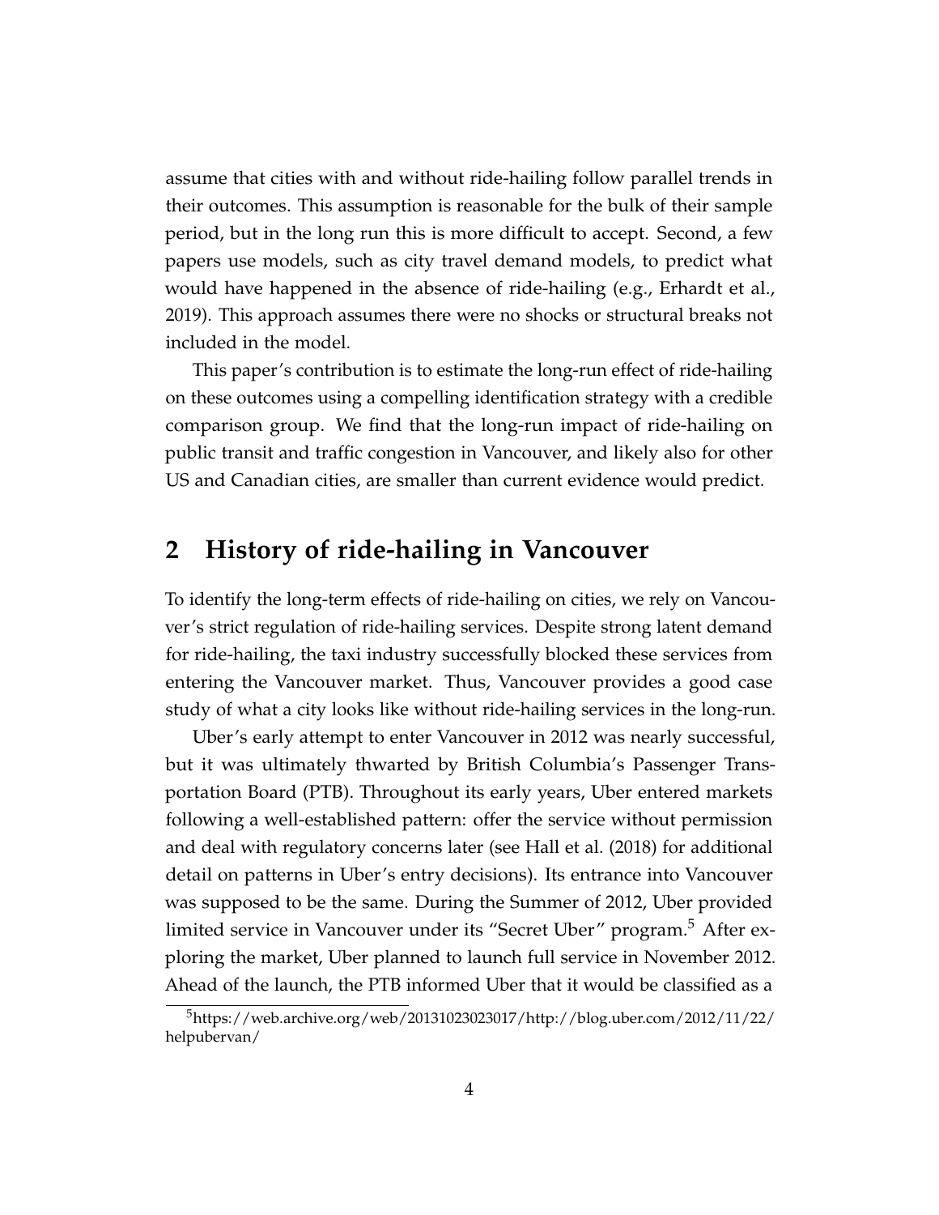assume that cities with and without ride-hailing follow parallel trends in their outcomes. This assumption is reasonable for the bulk of their sample period, but in the long run this is more difficult to accept. Second, a few papers use models, such as city travel demand models, to predict what would have happened in the absence of ride-hailing (e.g., Erhardt et al., 2019). This approach assumes there were no shocks or structural breaks not included in the model.

This paper's contribution is to estimate the long-run effect of ride-hailing on these outcomes using a compelling identification strategy with a credible comparison group. We find that the long-run impact of ride-hailing on public transit and traffic congestion in Vancouver, and likely also for other US and Canadian cities, are smaller than current evidence would predict.

## 2 History of ride-hailing in Vancouver

To identify the long-term effects of ride-hailing on cities, we rely on Vancouver's strict regulation of ride-hailing services. Despite strong latent demand for ride-hailing, the taxi industry successfully blocked these services from entering the Vancouver market. Thus, Vancouver provides a good case study of what a city looks like without ride-hailing services in the long-run.

Uber's early attempt to enter Vancouver in 2012 was nearly successful, but it was ultimately thwarted by British Columbia's Passenger Transportation Board (PTB). Throughout its early years, Uber entered markets following a well-established pattern: offer the service without permission and deal with regulatory concerns later (see Hall et al. (2018) for additional detail on patterns in Uber's entry decisions). Its entrance into Vancouver was supposed to be the same. During the Summer of 2012, Uber provided limited service in Vancouver under its "Secret Uber" program.[5] After exploring the market, Uber planned to launch full service in November 2012. Ahead of the launch, the PTB informed Uber that it would be classified as a

[5] https://web.archive.org/web/20131023023017/http://blog.uber.com/2012/11/22/helpubervan/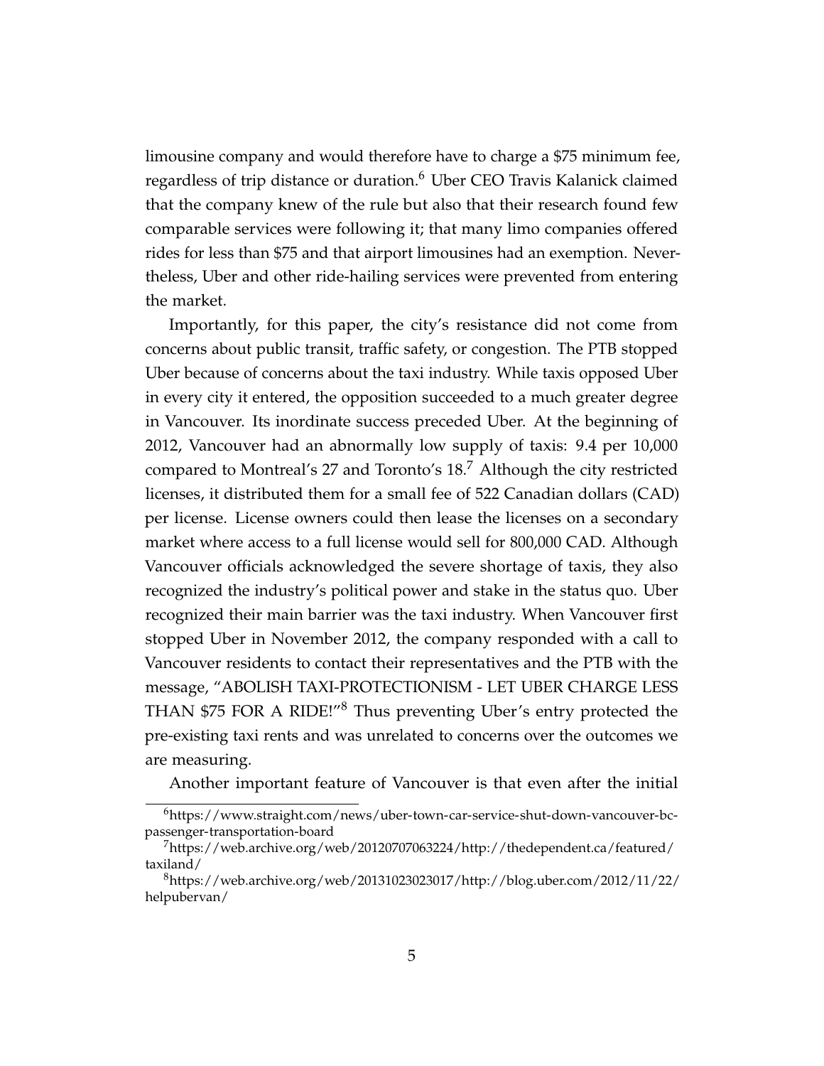limousine company and would therefore have to charge a $75 minimum fee, regardless of trip distance or duration.[6] Uber CEO Travis Kalanick claimed that the company knew of the rule but also that their research found few comparable services were following it; that many limo companies offered rides for less than $75 and that airport limousines had an exemption. Nevertheless, Uber and other ride-hailing services were prevented from entering the market.

Importantly, for this paper, the city's resistance did not come from concerns about public transit, traffic safety, or congestion. The PTB stopped Uber because of concerns about the taxi industry. While taxis opposed Uber in every city it entered, the opposition succeeded to a much greater degree in Vancouver. Its inordinate success preceded Uber. At the beginning of 2012, Vancouver had an abnormally low supply of taxis: 9.4 per 10,000 compared to Montreal's 27 and Toronto's 18.[7] Although the city restricted licenses, it distributed them for a small fee of 522 Canadian dollars (CAD) per license. License owners could then lease the licenses on a secondary market where access to a full license would sell for 800,000 CAD. Although Vancouver officials acknowledged the severe shortage of taxis, they also recognized the industry's political power and stake in the status quo. Uber recognized their main barrier was the taxi industry. When Vancouver first stopped Uber in November 2012, the company responded with a call to Vancouver residents to contact their representatives and the PTB with the message, "ABOLISH TAXI-PROTECTIONISM - LET UBER CHARGE LESS THAN $75 FOR A RIDE!"[8] Thus preventing Uber's entry protected the pre-existing taxi rents and was unrelated to concerns over the outcomes we are measuring.

Another important feature of Vancouver is that even after the initial

[6] https://www.straight.com/news/uber-town-car-service-shut-down-vancouver-bc-passenger-transportation-board

[7] https://web.archive.org/web/20120707063224/http://thedependent.ca/featured/taxiland/

[8] https://web.archive.org/web/20131023023017/http://blog.uber.com/2012/11/22/helpubervan/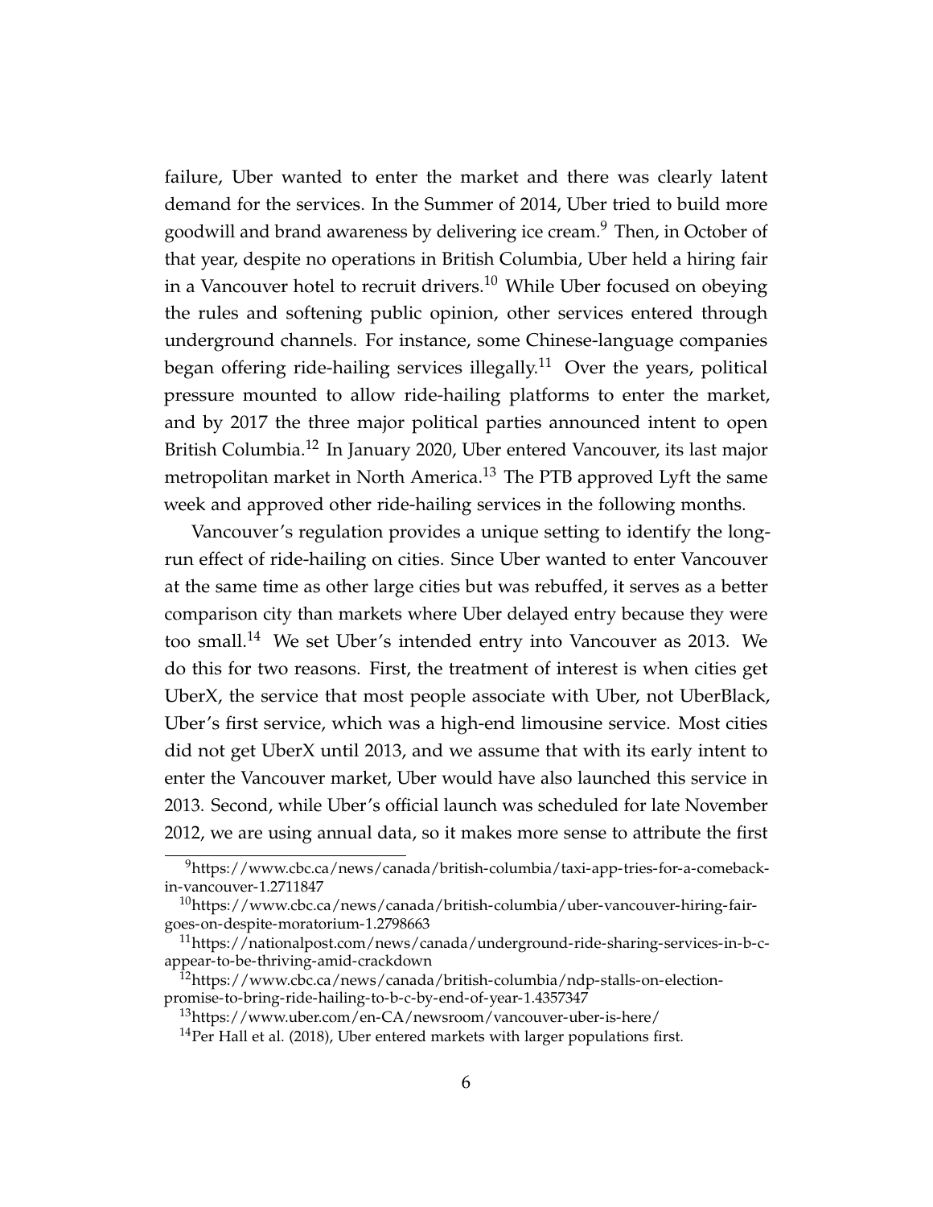failure, Uber wanted to enter the market and there was clearly latent demand for the services. In the Summer of 2014, Uber tried to build more goodwill and brand awareness by delivering ice cream.[9] Then, in October of that year, despite no operations in British Columbia, Uber held a hiring fair in a Vancouver hotel to recruit drivers.[10] While Uber focused on obeying the rules and softening public opinion, other services entered through underground channels. For instance, some Chinese-language companies began offering ride-hailing services illegally.[11] Over the years, political pressure mounted to allow ride-hailing platforms to enter the market, and by 2017 the three major political parties announced intent to open British Columbia.[12] In January 2020, Uber entered Vancouver, its last major metropolitan market in North America.[13] The PTB approved Lyft the same week and approved other ride-hailing services in the following months.

Vancouver's regulation provides a unique setting to identify the long-run effect of ride-hailing on cities. Since Uber wanted to enter Vancouver at the same time as other large cities but was rebuffed, it serves as a better comparison city than markets where Uber delayed entry because they were too small.[14] We set Uber's intended entry into Vancouver as 2013. We do this for two reasons. First, the treatment of interest is when cities get UberX, the service that most people associate with Uber, not UberBlack, Uber's first service, which was a high-end limousine service. Most cities did not get UberX until 2013, and we assume that with its early intent to enter the Vancouver market, Uber would have also launched this service in 2013. Second, while Uber's official launch was scheduled for late November 2012, we are using annual data, so it makes more sense to attribute the first

[9] https://www.cbc.ca/news/canada/british-columbia/taxi-app-tries-for-a-comeback-in-vancouver-1.2711847

[10] https://www.cbc.ca/news/canada/british-columbia/uber-vancouver-hiring-fair-goes-on-despite-moratorium-1.2798663

[11] https://nationalpost.com/news/canada/underground-ride-sharing-services-in-b-c-appear-to-be-thriving-amid-crackdown

[12] https://www.cbc.ca/news/canada/british-columbia/ndp-stalls-on-election-promise-to-bring-ride-hailing-to-b-c-by-end-of-year-1.4357347

[13] https://www.uber.com/en-CA/newsroom/vancouver-uber-is-here/

[14] Per Hall et al. (2018), Uber entered markets with larger populations first.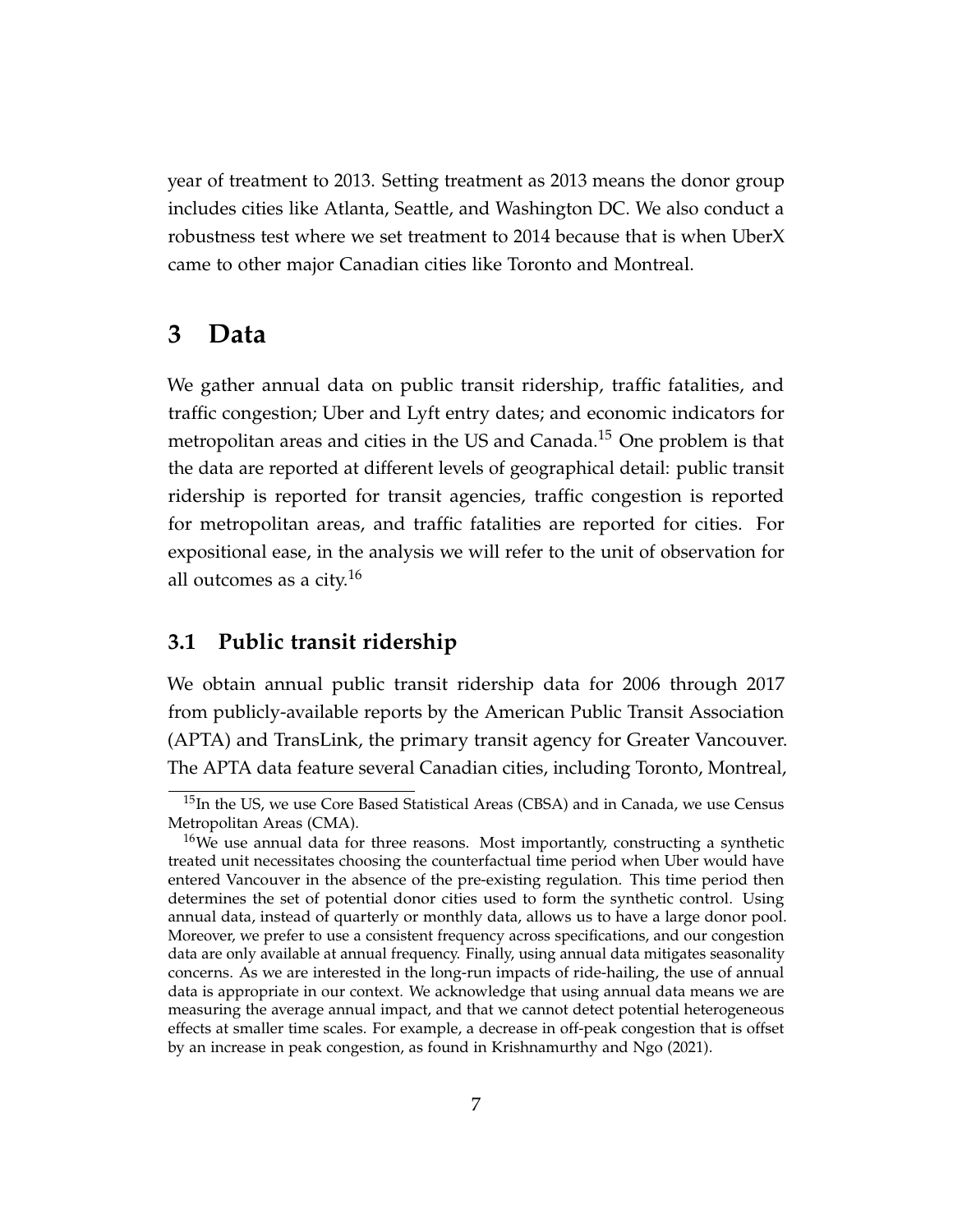year of treatment to 2013. Setting treatment as 2013 means the donor group includes cities like Atlanta, Seattle, and Washington DC. We also conduct a robustness test where we set treatment to 2014 because that is when UberX came to other major Canadian cities like Toronto and Montreal.

# 3 Data

We gather annual data on public transit ridership, traffic fatalities, and traffic congestion; Uber and Lyft entry dates; and economic indicators for metropolitan areas and cities in the US and Canada.[15] One problem is that the data are reported at different levels of geographical detail: public transit ridership is reported for transit agencies, traffic congestion is reported for metropolitan areas, and traffic fatalities are reported for cities. For expositional ease, in the analysis we will refer to the unit of observation for all outcomes as a city.[16]

## 3.1 Public transit ridership

We obtain annual public transit ridership data for 2006 through 2017 from publicly-available reports by the American Public Transit Association (APTA) and TransLink, the primary transit agency for Greater Vancouver. The APTA data feature several Canadian cities, including Toronto, Montreal,

[15] In the US, we use Core Based Statistical Areas (CBSA) and in Canada, we use Census Metropolitan Areas (CMA).

[16] We use annual data for three reasons. Most importantly, constructing a synthetic treated unit necessitates choosing the counterfactual time period when Uber would have entered Vancouver in the absence of the pre-existing regulation. This time period then determines the set of potential donor cities used to form the synthetic control. Using annual data, instead of quarterly or monthly data, allows us to have a large donor pool. Moreover, we prefer to use a consistent frequency across specifications, and our congestion data are only available at annual frequency. Finally, using annual data mitigates seasonality concerns. As we are interested in the long-run impacts of ride-hailing, the use of annual data is appropriate in our context. We acknowledge that using annual data means we are measuring the average annual impact, and that we cannot detect potential heterogeneous effects at smaller time scales. For example, a decrease in off-peak congestion that is offset by an increase in peak congestion, as found in Krishnamurthy and Ngo (2021).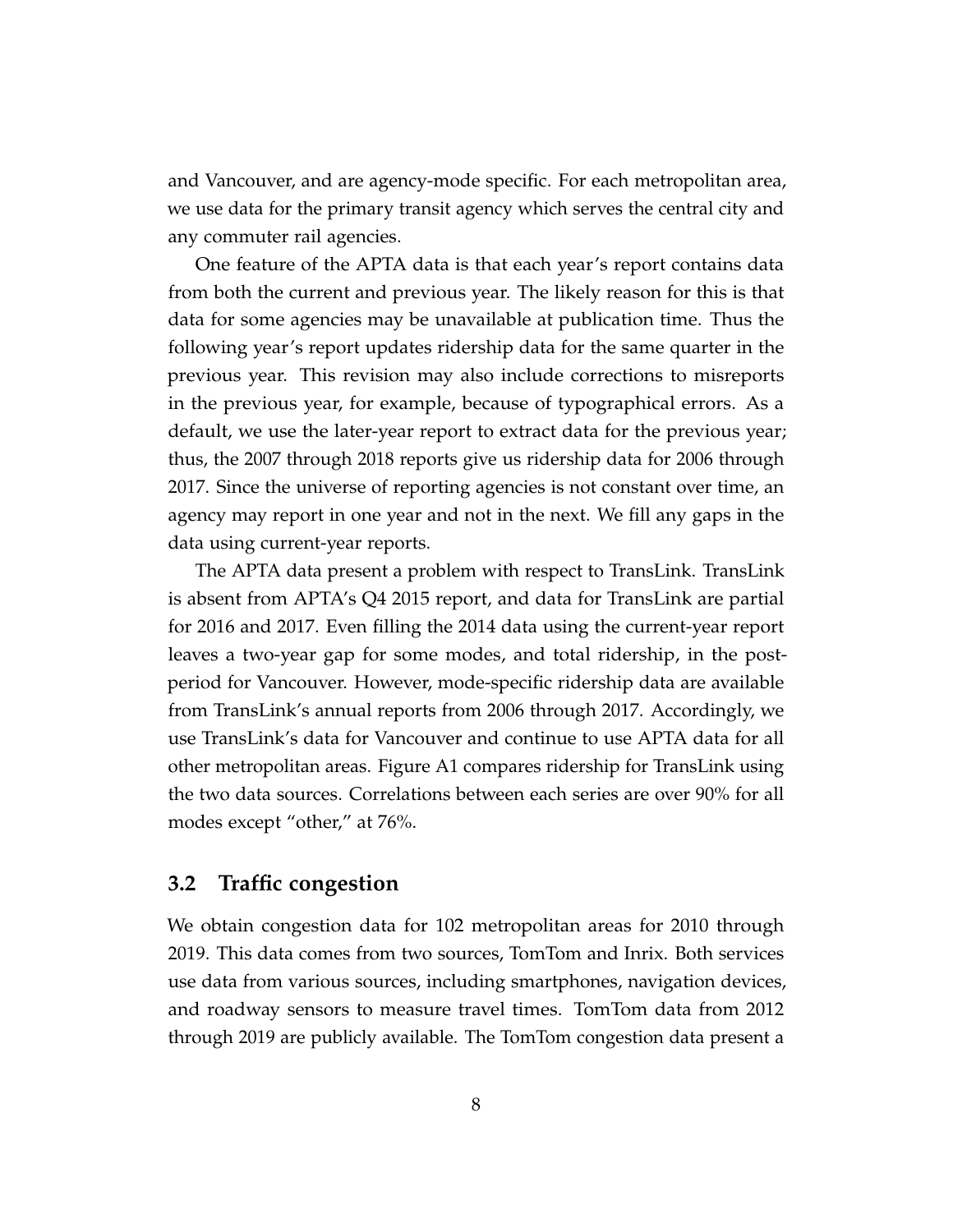and Vancouver, and are agency-mode specific. For each metropolitan area, we use data for the primary transit agency which serves the central city and any commuter rail agencies.

One feature of the APTA data is that each year's report contains data from both the current and previous year. The likely reason for this is that data for some agencies may be unavailable at publication time. Thus the following year's report updates ridership data for the same quarter in the previous year. This revision may also include corrections to misreports in the previous year, for example, because of typographical errors. As a default, we use the later-year report to extract data for the previous year; thus, the 2007 through 2018 reports give us ridership data for 2006 through 2017. Since the universe of reporting agencies is not constant over time, an agency may report in one year and not in the next. We fill any gaps in the data using current-year reports.

The APTA data present a problem with respect to TransLink. TransLink is absent from APTA's Q4 2015 report, and data for TransLink are partial for 2016 and 2017. Even filling the 2014 data using the current-year report leaves a two-year gap for some modes, and total ridership, in the post-period for Vancouver. However, mode-specific ridership data are available from TransLink's annual reports from 2006 through 2017. Accordingly, we use TransLink's data for Vancouver and continue to use APTA data for all other metropolitan areas. Figure A1 compares ridership for TransLink using the two data sources. Correlations between each series are over 90% for all modes except "other," at 76%.

## 3.2 Traffic congestion

We obtain congestion data for 102 metropolitan areas for 2010 through 2019. This data comes from two sources, TomTom and Inrix. Both services use data from various sources, including smartphones, navigation devices, and roadway sensors to measure travel times. TomTom data from 2012 through 2019 are publicly available. The TomTom congestion data present a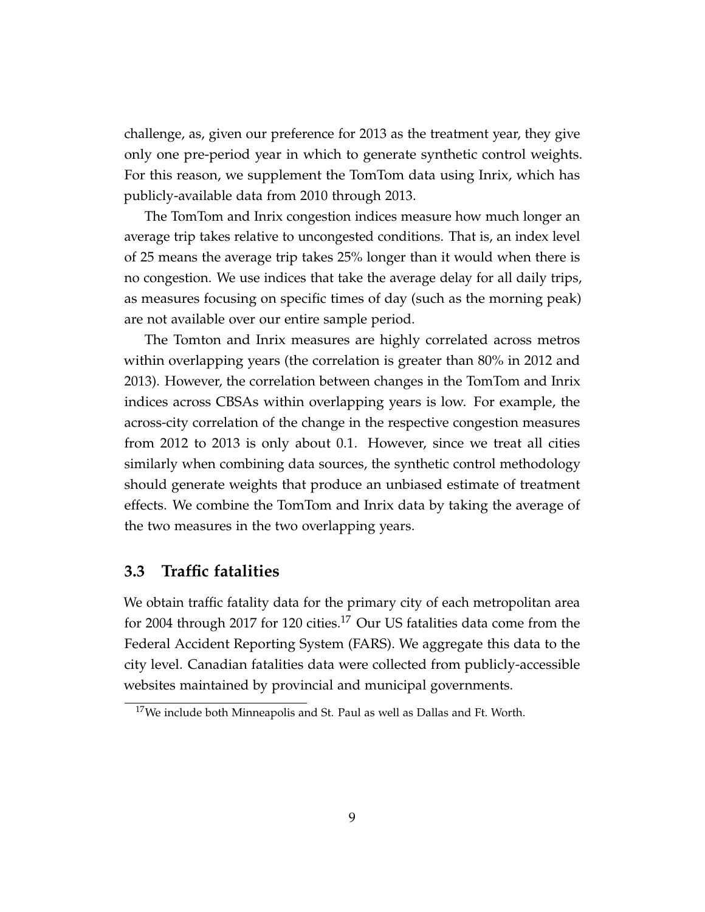challenge, as, given our preference for 2013 as the treatment year, they give only one pre-period year in which to generate synthetic control weights. For this reason, we supplement the TomTom data using Inrix, which has publicly-available data from 2010 through 2013.

The TomTom and Inrix congestion indices measure how much longer an average trip takes relative to uncongested conditions. That is, an index level of 25 means the average trip takes 25% longer than it would when there is no congestion. We use indices that take the average delay for all daily trips, as measures focusing on specific times of day (such as the morning peak) are not available over our entire sample period.

The Tomton and Inrix measures are highly correlated across metros within overlapping years (the correlation is greater than 80% in 2012 and 2013). However, the correlation between changes in the TomTom and Inrix indices across CBSAs within overlapping years is low. For example, the across-city correlation of the change in the respective congestion measures from 2012 to 2013 is only about 0.1. However, since we treat all cities similarly when combining data sources, the synthetic control methodology should generate weights that produce an unbiased estimate of treatment effects. We combine the TomTom and Inrix data by taking the average of the two measures in the two overlapping years.

### 3.3 Traffic fatalities

We obtain traffic fatality data for the primary city of each metropolitan area for 2004 through 2017 for 120 cities.[17] Our US fatalities data come from the Federal Accident Reporting System (FARS). We aggregate this data to the city level. Canadian fatalities data were collected from publicly-accessible websites maintained by provincial and municipal governments.

[17] We include both Minneapolis and St. Paul as well as Dallas and Ft. Worth.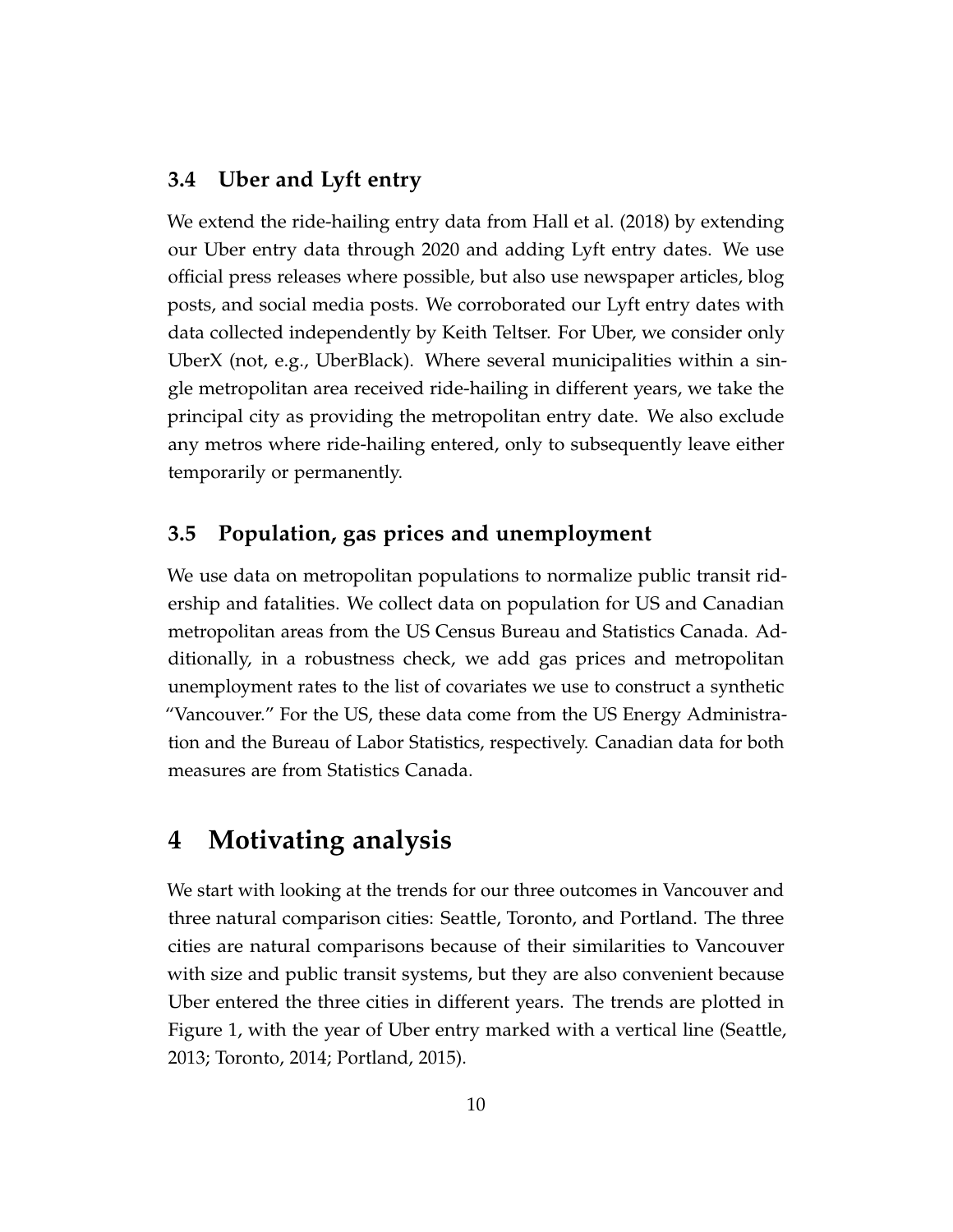### 3.4 Uber and Lyft entry

We extend the ride-hailing entry data from Hall et al. (2018) by extending our Uber entry data through 2020 and adding Lyft entry dates. We use official press releases where possible, but also use newspaper articles, blog posts, and social media posts. We corroborated our Lyft entry dates with data collected independently by Keith Teltser. For Uber, we consider only UberX (not, e.g., UberBlack). Where several municipalities within a single metropolitan area received ride-hailing in different years, we take the principal city as providing the metropolitan entry date. We also exclude any metros where ride-hailing entered, only to subsequently leave either temporarily or permanently.

### 3.5 Population, gas prices and unemployment

We use data on metropolitan populations to normalize public transit ridership and fatalities. We collect data on population for US and Canadian metropolitan areas from the US Census Bureau and Statistics Canada. Additionally, in a robustness check, we add gas prices and metropolitan unemployment rates to the list of covariates we use to construct a synthetic "Vancouver." For the US, these data come from the US Energy Administration and the Bureau of Labor Statistics, respectively. Canadian data for both measures are from Statistics Canada.

## 4 Motivating analysis

We start with looking at the trends for our three outcomes in Vancouver and three natural comparison cities: Seattle, Toronto, and Portland. The three cities are natural comparisons because of their similarities to Vancouver with size and public transit systems, but they are also convenient because Uber entered the three cities in different years. The trends are plotted in Figure 1, with the year of Uber entry marked with a vertical line (Seattle, 2013; Toronto, 2014; Portland, 2015).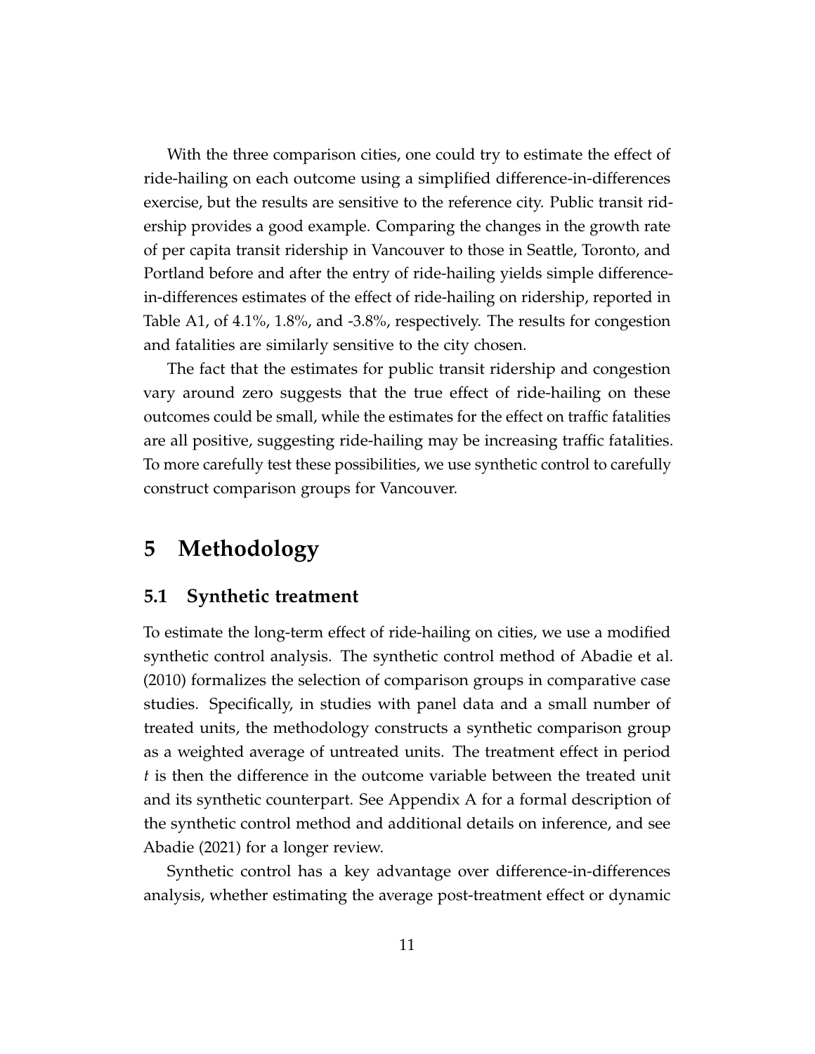With the three comparison cities, one could try to estimate the effect of ride-hailing on each outcome using a simplified difference-in-differences exercise, but the results are sensitive to the reference city. Public transit ridership provides a good example. Comparing the changes in the growth rate of per capita transit ridership in Vancouver to those in Seattle, Toronto, and Portland before and after the entry of ride-hailing yields simple difference-in-differences estimates of the effect of ride-hailing on ridership, reported in Table A1, of 4.1%, 1.8%, and -3.8%, respectively. The results for congestion and fatalities are similarly sensitive to the city chosen.

The fact that the estimates for public transit ridership and congestion vary around zero suggests that the true effect of ride-hailing on these outcomes could be small, while the estimates for the effect on traffic fatalities are all positive, suggesting ride-hailing may be increasing traffic fatalities. To more carefully test these possibilities, we use synthetic control to carefully construct comparison groups for Vancouver.

# 5 Methodology

## 5.1 Synthetic treatment

To estimate the long-term effect of ride-hailing on cities, we use a modified synthetic control analysis. The synthetic control method of Abadie et al. (2010) formalizes the selection of comparison groups in comparative case studies. Specifically, in studies with panel data and a small number of treated units, the methodology constructs a synthetic comparison group as a weighted average of untreated units. The treatment effect in period $t$ is then the difference in the outcome variable between the treated unit and its synthetic counterpart. See Appendix A for a formal description of the synthetic control method and additional details on inference, and see Abadie (2021) for a longer review.

Synthetic control has a key advantage over difference-in-differences analysis, whether estimating the average post-treatment effect or dynamic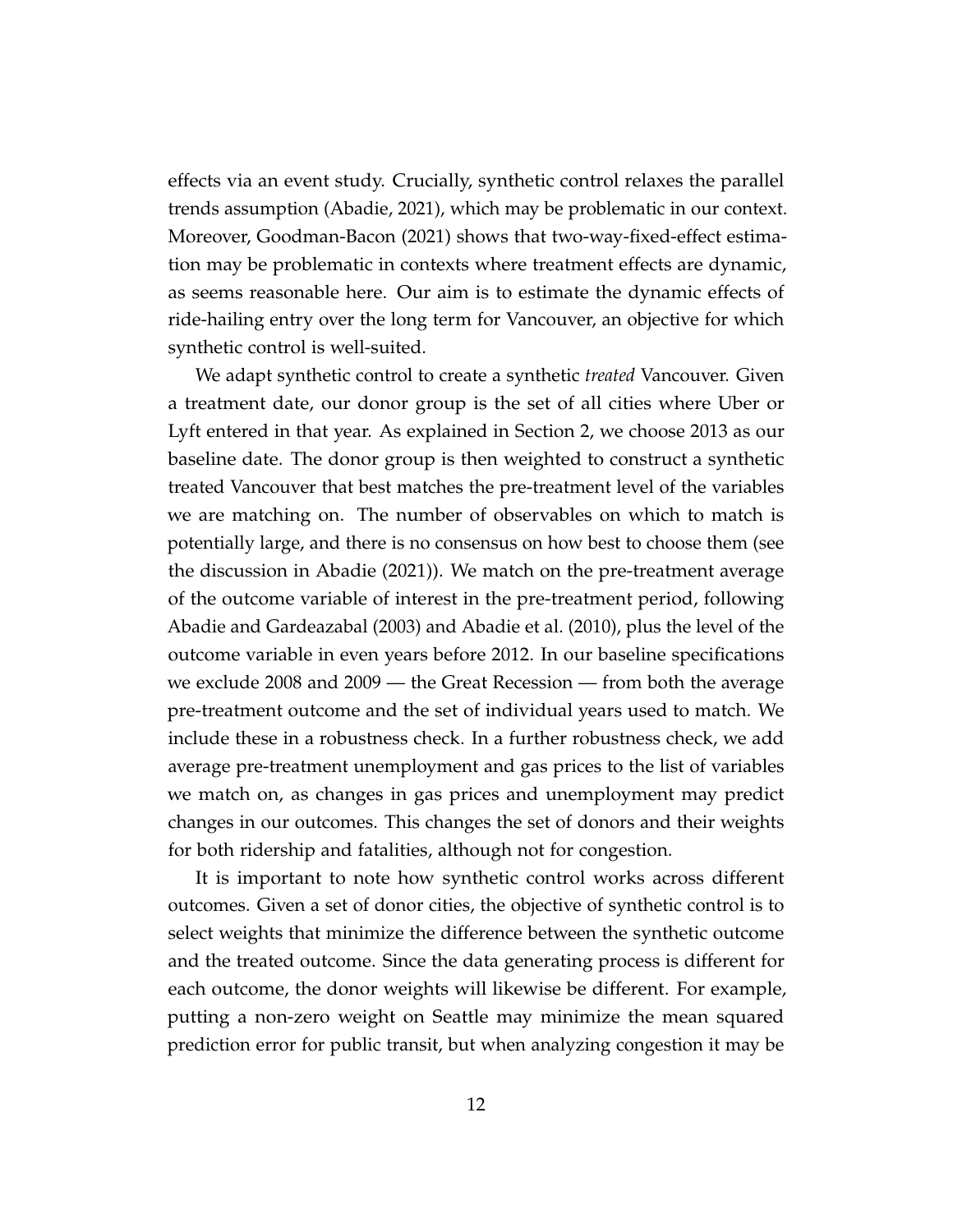effects via an event study. Crucially, synthetic control relaxes the parallel trends assumption (Abadie, 2021), which may be problematic in our context. Moreover, Goodman-Bacon (2021) shows that two-way-fixed-effect estimation may be problematic in contexts where treatment effects are dynamic, as seems reasonable here. Our aim is to estimate the dynamic effects of ride-hailing entry over the long term for Vancouver, an objective for which synthetic control is well-suited.

We adapt synthetic control to create a synthetic *treated* Vancouver. Given a treatment date, our donor group is the set of all cities where Uber or Lyft entered in that year. As explained in Section 2, we choose 2013 as our baseline date. The donor group is then weighted to construct a synthetic treated Vancouver that best matches the pre-treatment level of the variables we are matching on. The number of observables on which to match is potentially large, and there is no consensus on how best to choose them (see the discussion in Abadie (2021)). We match on the pre-treatment average of the outcome variable of interest in the pre-treatment period, following Abadie and Gardeazabal (2003) and Abadie et al. (2010), plus the level of the outcome variable in even years before 2012. In our baseline specifications we exclude 2008 and 2009 — the Great Recession — from both the average pre-treatment outcome and the set of individual years used to match. We include these in a robustness check. In a further robustness check, we add average pre-treatment unemployment and gas prices to the list of variables we match on, as changes in gas prices and unemployment may predict changes in our outcomes. This changes the set of donors and their weights for both ridership and fatalities, although not for congestion.

It is important to note how synthetic control works across different outcomes. Given a set of donor cities, the objective of synthetic control is to select weights that minimize the difference between the synthetic outcome and the treated outcome. Since the data generating process is different for each outcome, the donor weights will likewise be different. For example, putting a non-zero weight on Seattle may minimize the mean squared prediction error for public transit, but when analyzing congestion it may be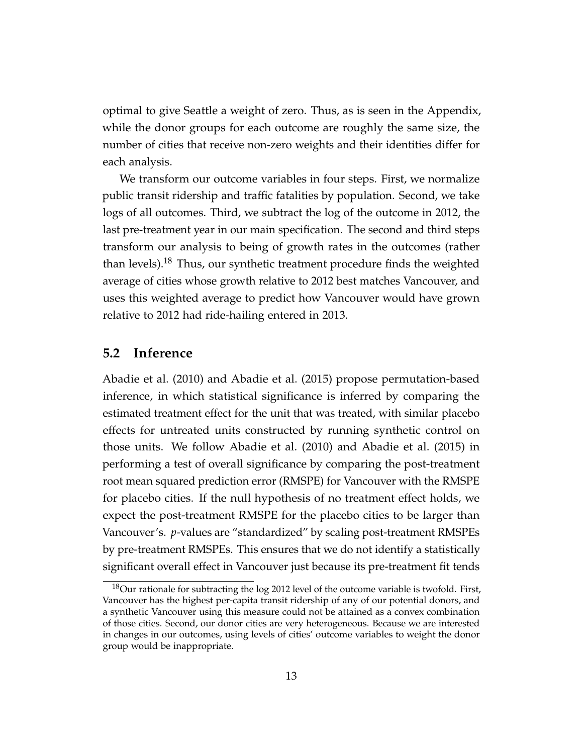optimal to give Seattle a weight of zero. Thus, as is seen in the Appendix, while the donor groups for each outcome are roughly the same size, the number of cities that receive non-zero weights and their identities differ for each analysis.

We transform our outcome variables in four steps. First, we normalize public transit ridership and traffic fatalities by population. Second, we take logs of all outcomes. Third, we subtract the log of the outcome in 2012, the last pre-treatment year in our main specification. The second and third steps transform our analysis to being of growth rates in the outcomes (rather than levels).[18] Thus, our synthetic treatment procedure finds the weighted average of cities whose growth relative to 2012 best matches Vancouver, and uses this weighted average to predict how Vancouver would have grown relative to 2012 had ride-hailing entered in 2013.

## 5.2 Inference

Abadie et al. (2010) and Abadie et al. (2015) propose permutation-based inference, in which statistical significance is inferred by comparing the estimated treatment effect for the unit that was treated, with similar placebo effects for untreated units constructed by running synthetic control on those units. We follow Abadie et al. (2010) and Abadie et al. (2015) in performing a test of overall significance by comparing the post-treatment root mean squared prediction error (RMSPE) for Vancouver with the RMSPE for placebo cities. If the null hypothesis of no treatment effect holds, we expect the post-treatment RMSPE for the placebo cities to be larger than Vancouver's. $p$-values are "standardized" by scaling post-treatment RMSPEs by pre-treatment RMSPEs. This ensures that we do not identify a statistically significant overall effect in Vancouver just because its pre-treatment fit tends

[18] Our rationale for subtracting the log 2012 level of the outcome variable is twofold. First, Vancouver has the highest per-capita transit ridership of any of our potential donors, and a synthetic Vancouver using this measure could not be attained as a convex combination of those cities. Second, our donor cities are very heterogeneous. Because we are interested in changes in our outcomes, using levels of cities' outcome variables to weight the donor group would be inappropriate.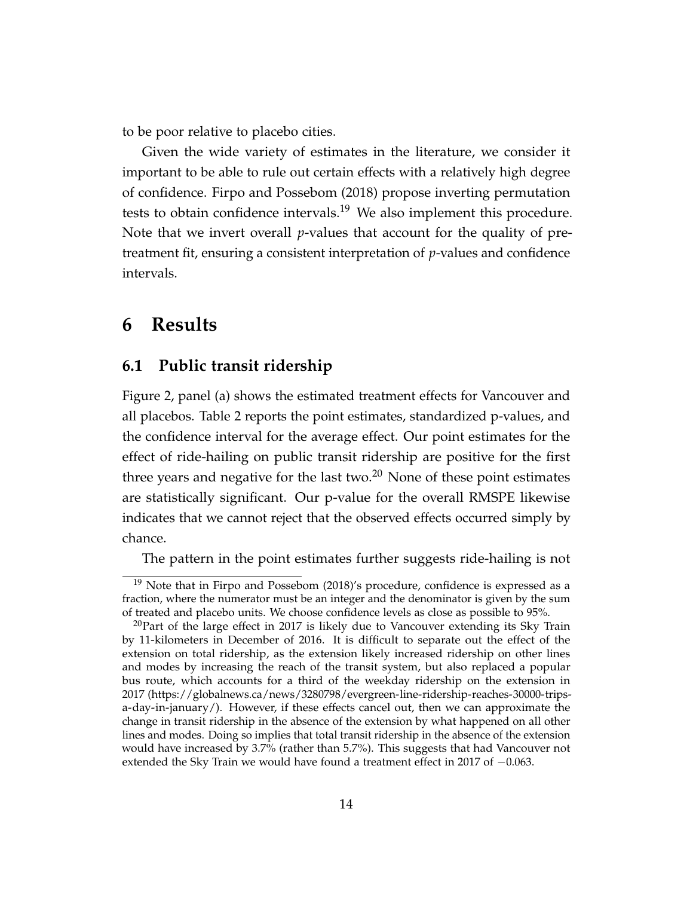to be poor relative to placebo cities.

Given the wide variety of estimates in the literature, we consider it important to be able to rule out certain effects with a relatively high degree of confidence. Firpo and Possebom (2018) propose inverting permutation tests to obtain confidence intervals.[19] We also implement this procedure. Note that we invert overall *p*-values that account for the quality of pre-treatment fit, ensuring a consistent interpretation of *p*-values and confidence intervals.

# 6 Results

## 6.1 Public transit ridership

Figure 2, panel (a) shows the estimated treatment effects for Vancouver and all placebos. Table 2 reports the point estimates, standardized p-values, and the confidence interval for the average effect. Our point estimates for the effect of ride-hailing on public transit ridership are positive for the first three years and negative for the last two.[20] None of these point estimates are statistically significant. Our p-value for the overall RMSPE likewise indicates that we cannot reject that the observed effects occurred simply by chance.

The pattern in the point estimates further suggests ride-hailing is not

---

[19] Note that in Firpo and Possebom (2018)'s procedure, confidence is expressed as a fraction, where the numerator must be an integer and the denominator is given by the sum of treated and placebo units. We choose confidence levels as close as possible to 95%.

[20] Part of the large effect in 2017 is likely due to Vancouver extending its Sky Train by 11-kilometers in December of 2016. It is difficult to separate out the effect of the extension on total ridership, as the extension likely increased ridership on other lines and modes by increasing the reach of the transit system, but also replaced a popular bus route, which accounts for a third of the weekday ridership on the extension in 2017 (https://globalnews.ca/news/3280798/evergreen-line-ridership-reaches-30000-trips-a-day-in-january/). However, if these effects cancel out, then we can approximate the change in transit ridership in the absence of the extension by what happened on all other lines and modes. Doing so implies that total transit ridership in the absence of the extension would have increased by 3.7% (rather than 5.7%). This suggests that had Vancouver not extended the Sky Train we would have found a treatment effect in 2017 of $-0.063$.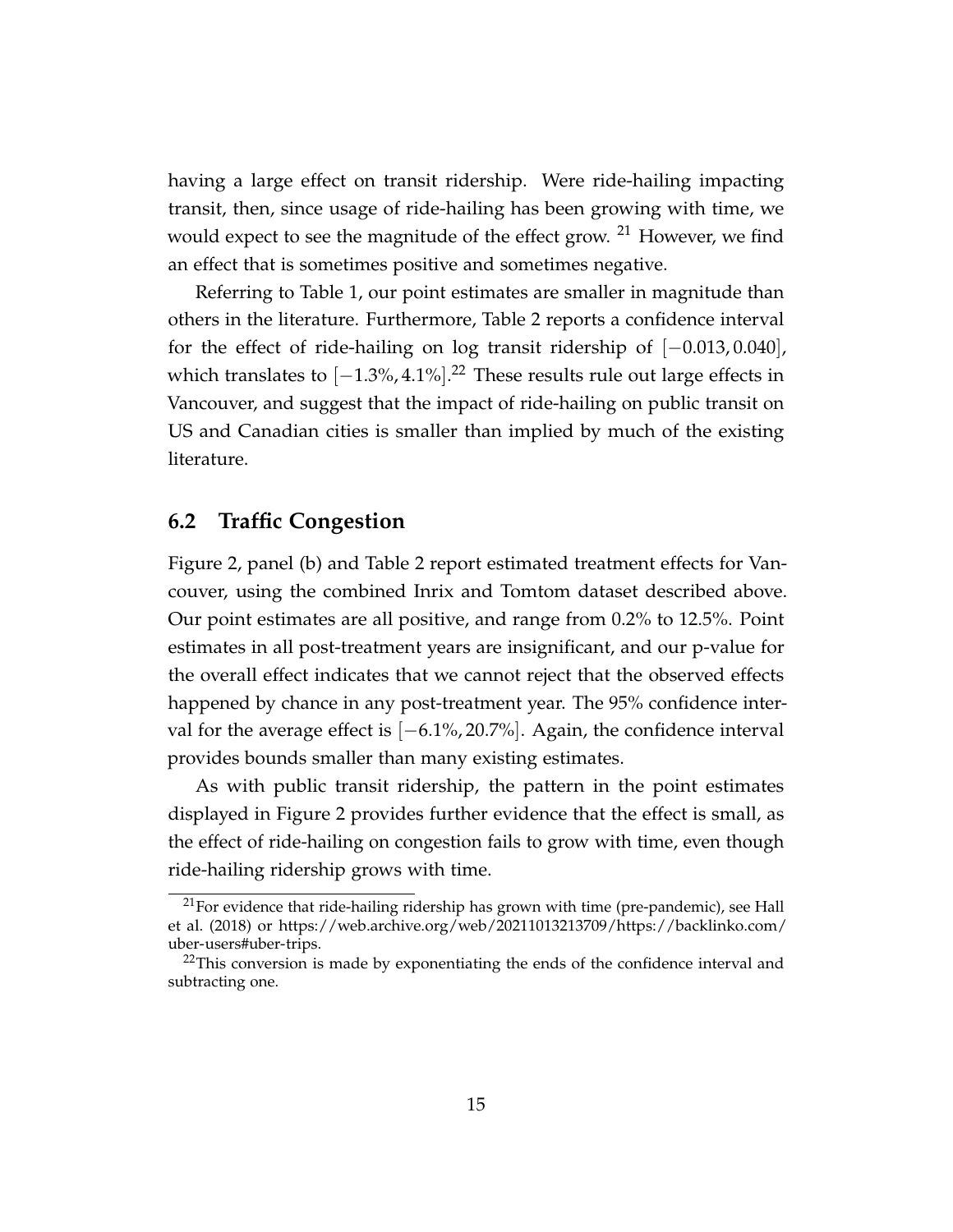having a large effect on transit ridership. Were ride-hailing impacting transit, then, since usage of ride-hailing has been growing with time, we would expect to see the magnitude of the effect grow. [21] However, we find an effect that is sometimes positive and sometimes negative.

Referring to Table 1, our point estimates are smaller in magnitude than others in the literature. Furthermore, Table 2 reports a confidence interval for the effect of ride-hailing on log transit ridership of $[-0.013, 0.040]$, which translates to $[-1.3\%, 4.1\%]$.[22] These results rule out large effects in Vancouver, and suggest that the impact of ride-hailing on public transit on US and Canadian cities is smaller than implied by much of the existing literature.

## 6.2 Traffic Congestion

Figure 2, panel (b) and Table 2 report estimated treatment effects for Vancouver, using the combined Inrix and Tomtom dataset described above. Our point estimates are all positive, and range from 0.2% to 12.5%. Point estimates in all post-treatment years are insignificant, and our p-value for the overall effect indicates that we cannot reject that the observed effects happened by chance in any post-treatment year. The 95% confidence interval for the average effect is $[-6.1\%, 20.7\%]$. Again, the confidence interval provides bounds smaller than many existing estimates.

As with public transit ridership, the pattern in the point estimates displayed in Figure 2 provides further evidence that the effect is small, as the effect of ride-hailing on congestion fails to grow with time, even though ride-hailing ridership grows with time.

[21] For evidence that ride-hailing ridership has grown with time (pre-pandemic), see Hall et al. (2018) or https://web.archive.org/web/20211013213709/https://backlinko.com/uber-users#uber-trips.

[22] This conversion is made by exponentiating the ends of the confidence interval and subtracting one.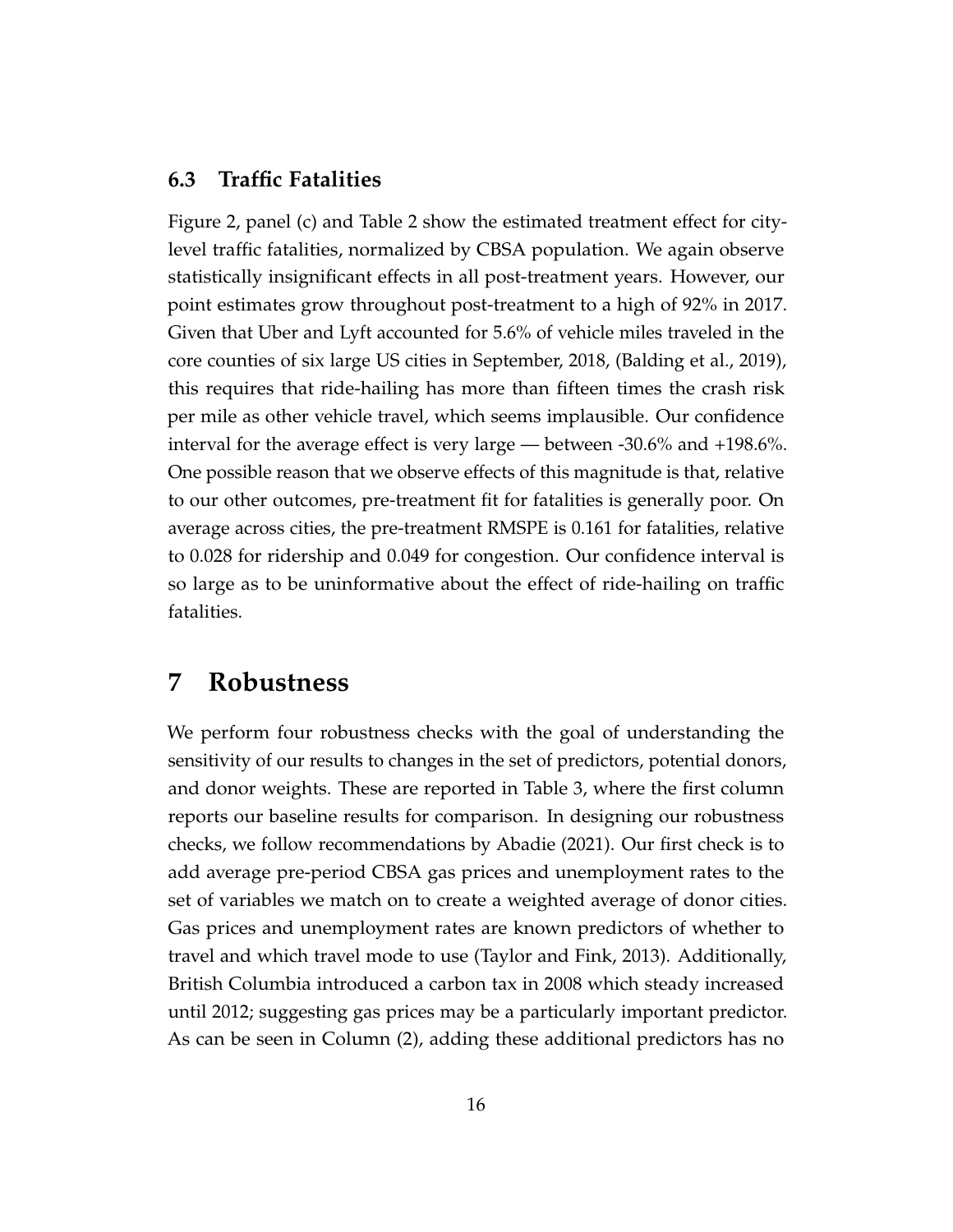### 6.3 Traffic Fatalities

Figure 2, panel (c) and Table 2 show the estimated treatment effect for city-level traffic fatalities, normalized by CBSA population. We again observe statistically insignificant effects in all post-treatment years. However, our point estimates grow throughout post-treatment to a high of 92% in 2017. Given that Uber and Lyft accounted for 5.6% of vehicle miles traveled in the core counties of six large US cities in September, 2018, (Balding et al., 2019), this requires that ride-hailing has more than fifteen times the crash risk per mile as other vehicle travel, which seems implausible. Our confidence interval for the average effect is very large — between -30.6% and +198.6%. One possible reason that we observe effects of this magnitude is that, relative to our other outcomes, pre-treatment fit for fatalities is generally poor. On average across cities, the pre-treatment RMSPE is 0.161 for fatalities, relative to 0.028 for ridership and 0.049 for congestion. Our confidence interval is so large as to be uninformative about the effect of ride-hailing on traffic fatalities.

## 7 Robustness

We perform four robustness checks with the goal of understanding the sensitivity of our results to changes in the set of predictors, potential donors, and donor weights. These are reported in Table 3, where the first column reports our baseline results for comparison. In designing our robustness checks, we follow recommendations by Abadie (2021). Our first check is to add average pre-period CBSA gas prices and unemployment rates to the set of variables we match on to create a weighted average of donor cities. Gas prices and unemployment rates are known predictors of whether to travel and which travel mode to use (Taylor and Fink, 2013). Additionally, British Columbia introduced a carbon tax in 2008 which steady increased until 2012; suggesting gas prices may be a particularly important predictor. As can be seen in Column (2), adding these additional predictors has no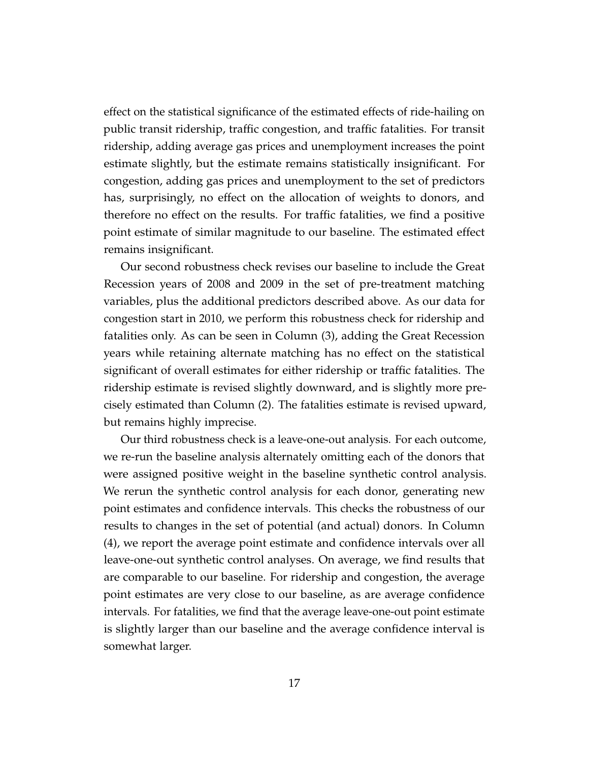effect on the statistical significance of the estimated effects of ride-hailing on public transit ridership, traffic congestion, and traffic fatalities. For transit ridership, adding average gas prices and unemployment increases the point estimate slightly, but the estimate remains statistically insignificant. For congestion, adding gas prices and unemployment to the set of predictors has, surprisingly, no effect on the allocation of weights to donors, and therefore no effect on the results. For traffic fatalities, we find a positive point estimate of similar magnitude to our baseline. The estimated effect remains insignificant.

Our second robustness check revises our baseline to include the Great Recession years of 2008 and 2009 in the set of pre-treatment matching variables, plus the additional predictors described above. As our data for congestion start in 2010, we perform this robustness check for ridership and fatalities only. As can be seen in Column (3), adding the Great Recession years while retaining alternate matching has no effect on the statistical significant of overall estimates for either ridership or traffic fatalities. The ridership estimate is revised slightly downward, and is slightly more precisely estimated than Column (2). The fatalities estimate is revised upward, but remains highly imprecise.

Our third robustness check is a leave-one-out analysis. For each outcome, we re-run the baseline analysis alternately omitting each of the donors that were assigned positive weight in the baseline synthetic control analysis. We rerun the synthetic control analysis for each donor, generating new point estimates and confidence intervals. This checks the robustness of our results to changes in the set of potential (and actual) donors. In Column (4), we report the average point estimate and confidence intervals over all leave-one-out synthetic control analyses. On average, we find results that are comparable to our baseline. For ridership and congestion, the average point estimates are very close to our baseline, as are average confidence intervals. For fatalities, we find that the average leave-one-out point estimate is slightly larger than our baseline and the average confidence interval is somewhat larger.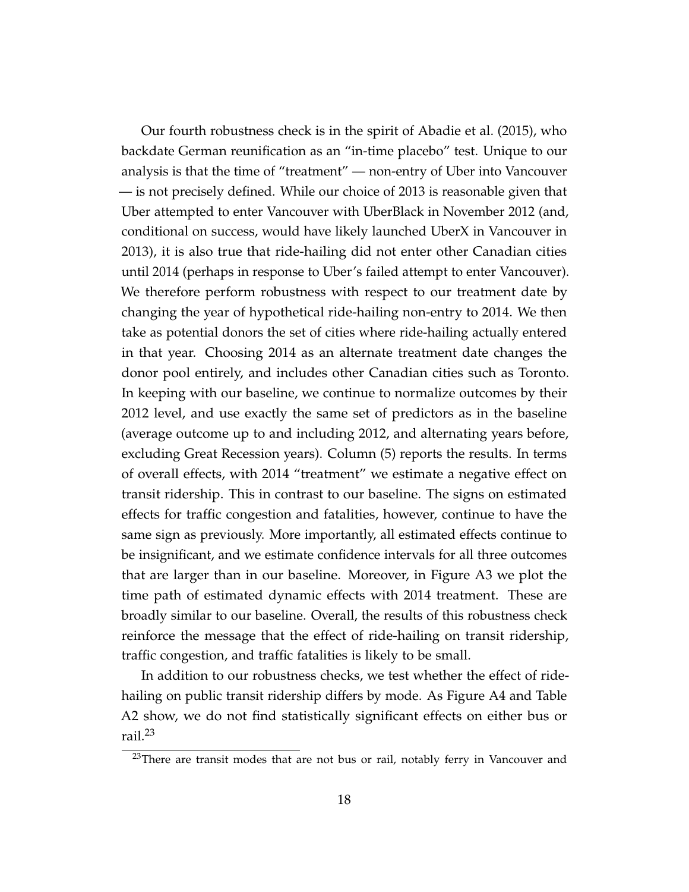Our fourth robustness check is in the spirit of Abadie et al. (2015), who backdate German reunification as an "in-time placebo" test. Unique to our analysis is that the time of "treatment" — non-entry of Uber into Vancouver — is not precisely defined. While our choice of 2013 is reasonable given that Uber attempted to enter Vancouver with UberBlack in November 2012 (and, conditional on success, would have likely launched UberX in Vancouver in 2013), it is also true that ride-hailing did not enter other Canadian cities until 2014 (perhaps in response to Uber's failed attempt to enter Vancouver). We therefore perform robustness with respect to our treatment date by changing the year of hypothetical ride-hailing non-entry to 2014. We then take as potential donors the set of cities where ride-hailing actually entered in that year. Choosing 2014 as an alternate treatment date changes the donor pool entirely, and includes other Canadian cities such as Toronto. In keeping with our baseline, we continue to normalize outcomes by their 2012 level, and use exactly the same set of predictors as in the baseline (average outcome up to and including 2012, and alternating years before, excluding Great Recession years). Column (5) reports the results. In terms of overall effects, with 2014 "treatment" we estimate a negative effect on transit ridership. This in contrast to our baseline. The signs on estimated effects for traffic congestion and fatalities, however, continue to have the same sign as previously. More importantly, all estimated effects continue to be insignificant, and we estimate confidence intervals for all three outcomes that are larger than in our baseline. Moreover, in Figure A3 we plot the time path of estimated dynamic effects with 2014 treatment. These are broadly similar to our baseline. Overall, the results of this robustness check reinforce the message that the effect of ride-hailing on transit ridership, traffic congestion, and traffic fatalities is likely to be small.

In addition to our robustness checks, we test whether the effect of ride-hailing on public transit ridership differs by mode. As Figure A4 and Table A2 show, we do not find statistically significant effects on either bus or rail.[23]

[23] There are transit modes that are not bus or rail, notably ferry in Vancouver and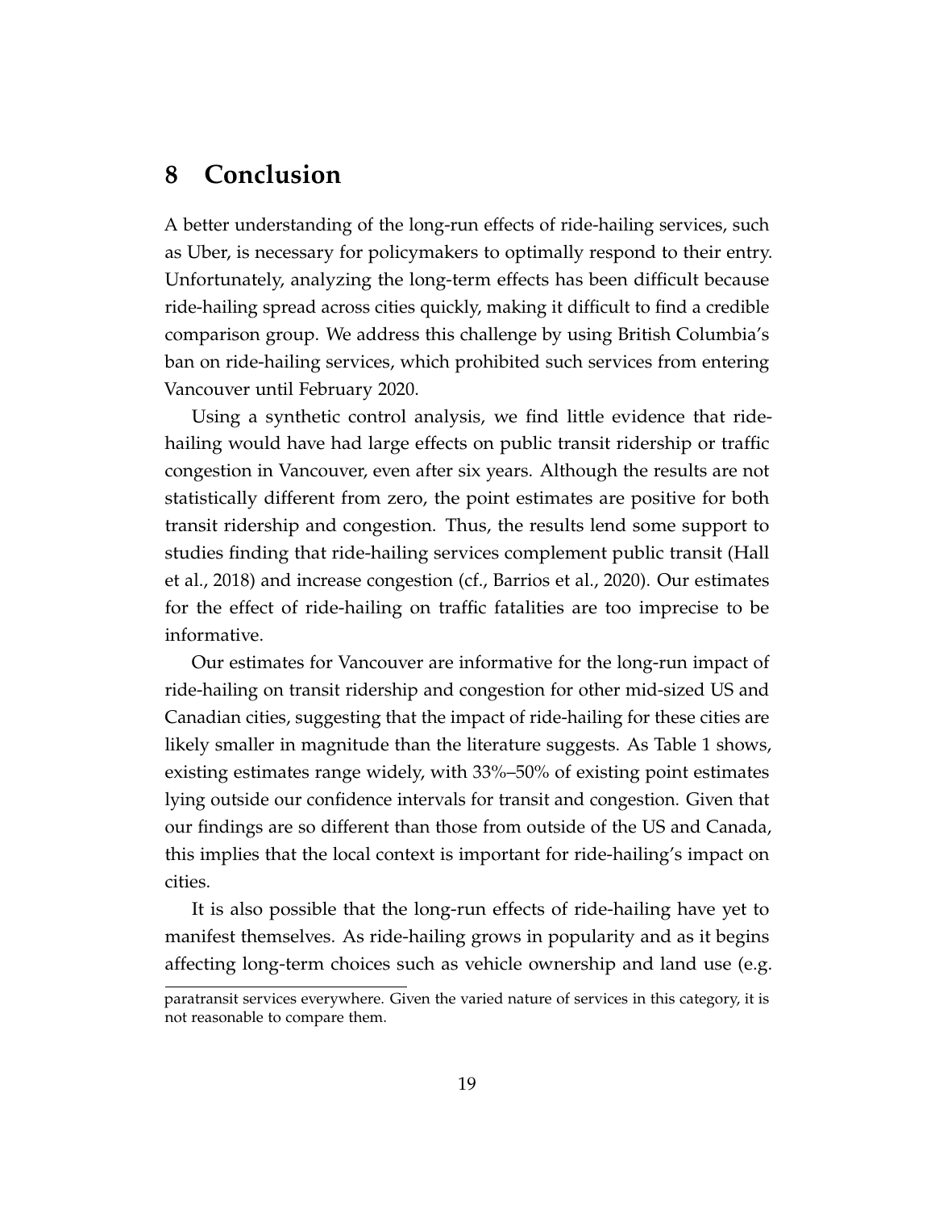## 8 Conclusion

A better understanding of the long-run effects of ride-hailing services, such as Uber, is necessary for policymakers to optimally respond to their entry. Unfortunately, analyzing the long-term effects has been difficult because ride-hailing spread across cities quickly, making it difficult to find a credible comparison group. We address this challenge by using British Columbia's ban on ride-hailing services, which prohibited such services from entering Vancouver until February 2020.

Using a synthetic control analysis, we find little evidence that ride-hailing would have had large effects on public transit ridership or traffic congestion in Vancouver, even after six years. Although the results are not statistically different from zero, the point estimates are positive for both transit ridership and congestion. Thus, the results lend some support to studies finding that ride-hailing services complement public transit (Hall et al., 2018) and increase congestion (cf., Barrios et al., 2020). Our estimates for the effect of ride-hailing on traffic fatalities are too imprecise to be informative.

Our estimates for Vancouver are informative for the long-run impact of ride-hailing on transit ridership and congestion for other mid-sized US and Canadian cities, suggesting that the impact of ride-hailing for these cities are likely smaller in magnitude than the literature suggests. As Table 1 shows, existing estimates range widely, with 33%–50% of existing point estimates lying outside our confidence intervals for transit and congestion. Given that our findings are so different than those from outside of the US and Canada, this implies that the local context is important for ride-hailing's impact on cities.

It is also possible that the long-run effects of ride-hailing have yet to manifest themselves. As ride-hailing grows in popularity and as it begins affecting long-term choices such as vehicle ownership and land use (e.g.

paratransit services everywhere. Given the varied nature of services in this category, it is not reasonable to compare them.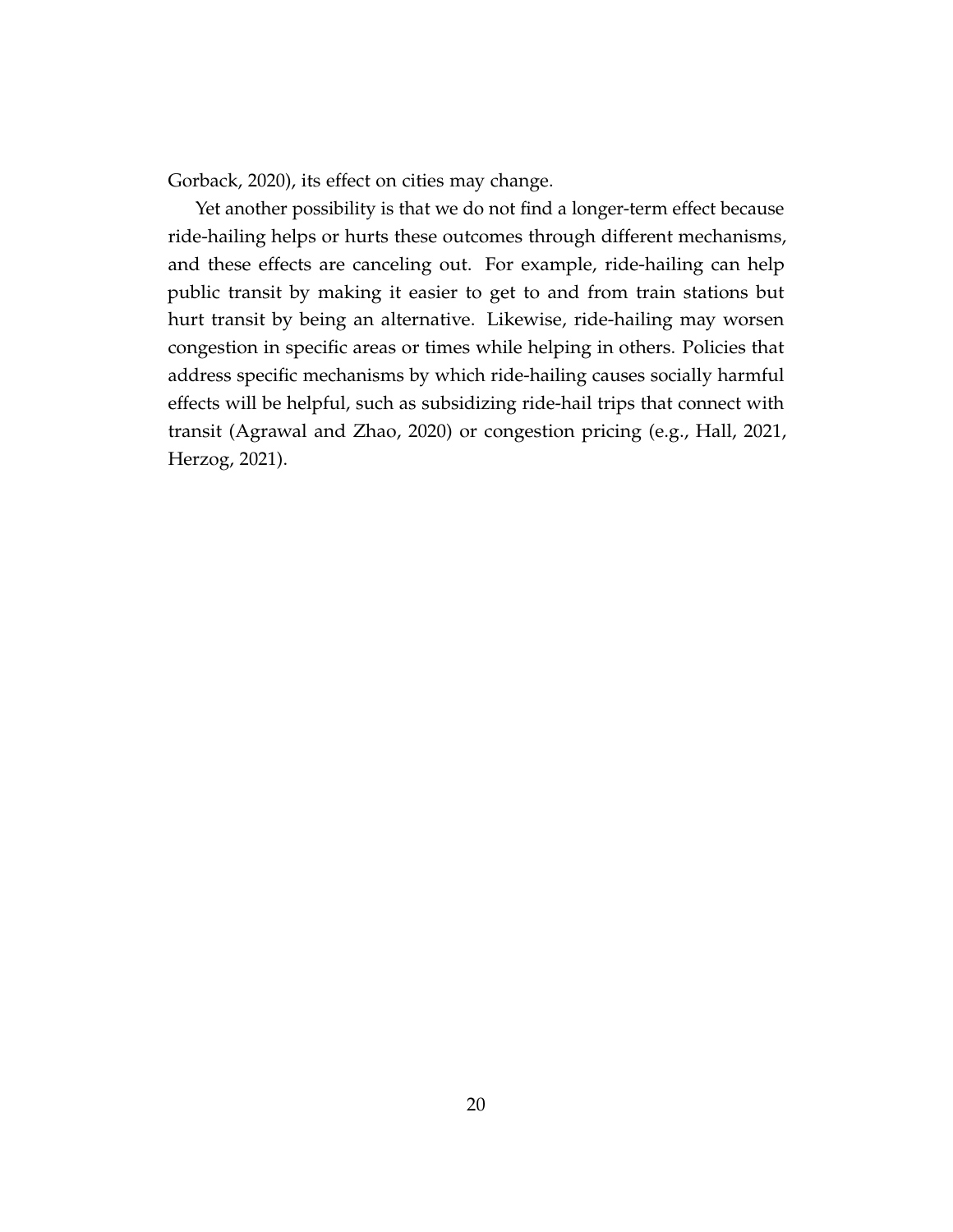Gorback, 2020), its effect on cities may change.

Yet another possibility is that we do not find a longer-term effect because ride-hailing helps or hurts these outcomes through different mechanisms, and these effects are canceling out. For example, ride-hailing can help public transit by making it easier to get to and from train stations but hurt transit by being an alternative. Likewise, ride-hailing may worsen congestion in specific areas or times while helping in others. Policies that address specific mechanisms by which ride-hailing causes socially harmful effects will be helpful, such as subsidizing ride-hail trips that connect with transit (Agrawal and Zhao, 2020) or congestion pricing (e.g., Hall, 2021, Herzog, 2021).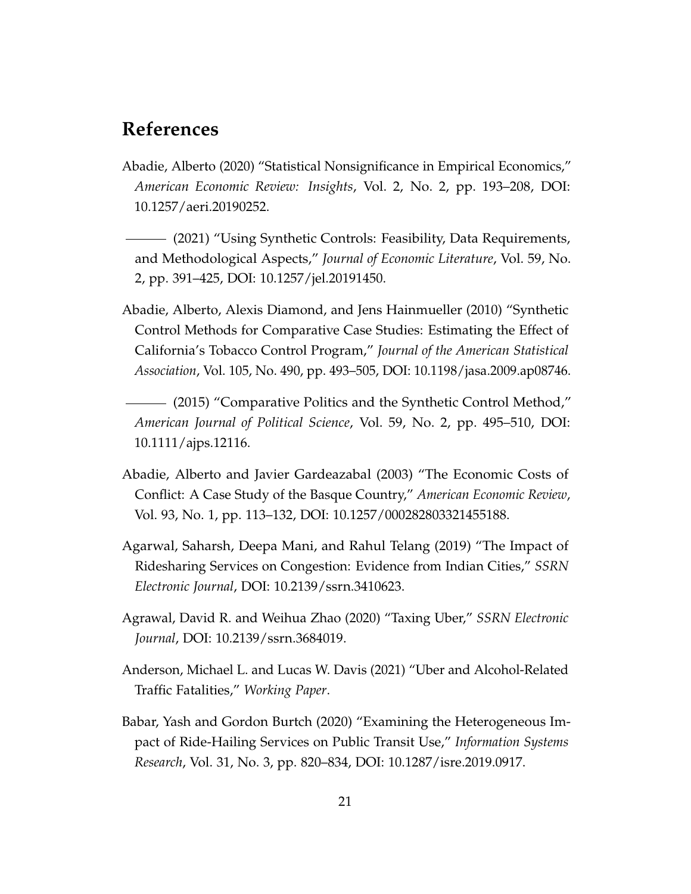## References

Abadie, Alberto (2020) "Statistical Nonsignificance in Empirical Economics," *American Economic Review: Insights*, Vol. 2, No. 2, pp. 193–208, DOI: 10.1257/aeri.20190252.

——— (2021) "Using Synthetic Controls: Feasibility, Data Requirements, and Methodological Aspects," *Journal of Economic Literature*, Vol. 59, No. 2, pp. 391–425, DOI: 10.1257/jel.20191450.

Abadie, Alberto, Alexis Diamond, and Jens Hainmueller (2010) "Synthetic Control Methods for Comparative Case Studies: Estimating the Effect of California's Tobacco Control Program," *Journal of the American Statistical Association*, Vol. 105, No. 490, pp. 493–505, DOI: 10.1198/jasa.2009.ap08746.

——— (2015) "Comparative Politics and the Synthetic Control Method," *American Journal of Political Science*, Vol. 59, No. 2, pp. 495–510, DOI: 10.1111/ajps.12116.

Abadie, Alberto and Javier Gardeazabal (2003) "The Economic Costs of Conflict: A Case Study of the Basque Country," *American Economic Review*, Vol. 93, No. 1, pp. 113–132, DOI: 10.1257/000282803321455188.

Agarwal, Saharsh, Deepa Mani, and Rahul Telang (2019) "The Impact of Ridesharing Services on Congestion: Evidence from Indian Cities," *SSRN Electronic Journal*, DOI: 10.2139/ssrn.3410623.

Agrawal, David R. and Weihua Zhao (2020) "Taxing Uber," *SSRN Electronic Journal*, DOI: 10.2139/ssrn.3684019.

Anderson, Michael L. and Lucas W. Davis (2021) "Uber and Alcohol-Related Traffic Fatalities," *Working Paper*.

Babar, Yash and Gordon Burtch (2020) "Examining the Heterogeneous Impact of Ride-Hailing Services on Public Transit Use," *Information Systems Research*, Vol. 31, No. 3, pp. 820–834, DOI: 10.1287/isre.2019.0917.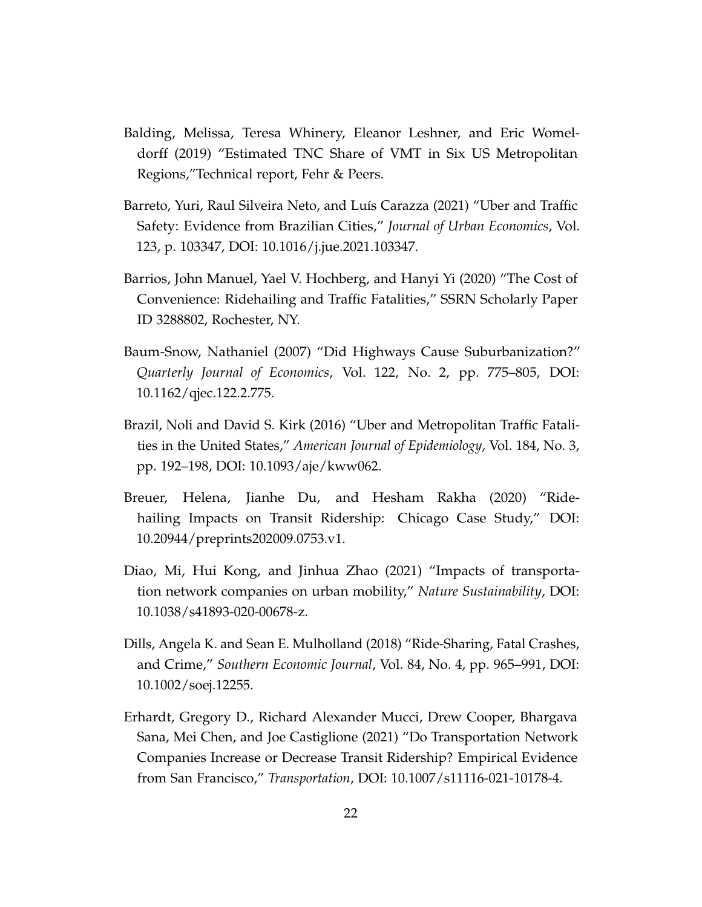Balding, Melissa, Teresa Whinery, Eleanor Leshner, and Eric Womeldorff (2019) "Estimated TNC Share of VMT in Six US Metropolitan Regions,"Technical report, Fehr & Peers.

Barreto, Yuri, Raul Silveira Neto, and Luís Carazza (2021) "Uber and Traffic Safety: Evidence from Brazilian Cities," *Journal of Urban Economics*, Vol. 123, p. 103347, DOI: 10.1016/j.jue.2021.103347.

Barrios, John Manuel, Yael V. Hochberg, and Hanyi Yi (2020) "The Cost of Convenience: Ridehailing and Traffic Fatalities," SSRN Scholarly Paper ID 3288802, Rochester, NY.

Baum-Snow, Nathaniel (2007) "Did Highways Cause Suburbanization?" *Quarterly Journal of Economics*, Vol. 122, No. 2, pp. 775–805, DOI: 10.1162/qjec.122.2.775.

Brazil, Noli and David S. Kirk (2016) "Uber and Metropolitan Traffic Fatalities in the United States," *American Journal of Epidemiology*, Vol. 184, No. 3, pp. 192–198, DOI: 10.1093/aje/kww062.

Breuer, Helena, Jianhe Du, and Hesham Rakha (2020) "Ride-hailing Impacts on Transit Ridership: Chicago Case Study," DOI: 10.20944/preprints202009.0753.v1.

Diao, Mi, Hui Kong, and Jinhua Zhao (2021) "Impacts of transportation network companies on urban mobility," *Nature Sustainability*, DOI: 10.1038/s41893-020-00678-z.

Dills, Angela K. and Sean E. Mulholland (2018) "Ride-Sharing, Fatal Crashes, and Crime," *Southern Economic Journal*, Vol. 84, No. 4, pp. 965–991, DOI: 10.1002/soej.12255.

Erhardt, Gregory D., Richard Alexander Mucci, Drew Cooper, Bhargava Sana, Mei Chen, and Joe Castiglione (2021) "Do Transportation Network Companies Increase or Decrease Transit Ridership? Empirical Evidence from San Francisco," *Transportation*, DOI: 10.1007/s11116-021-10178-4.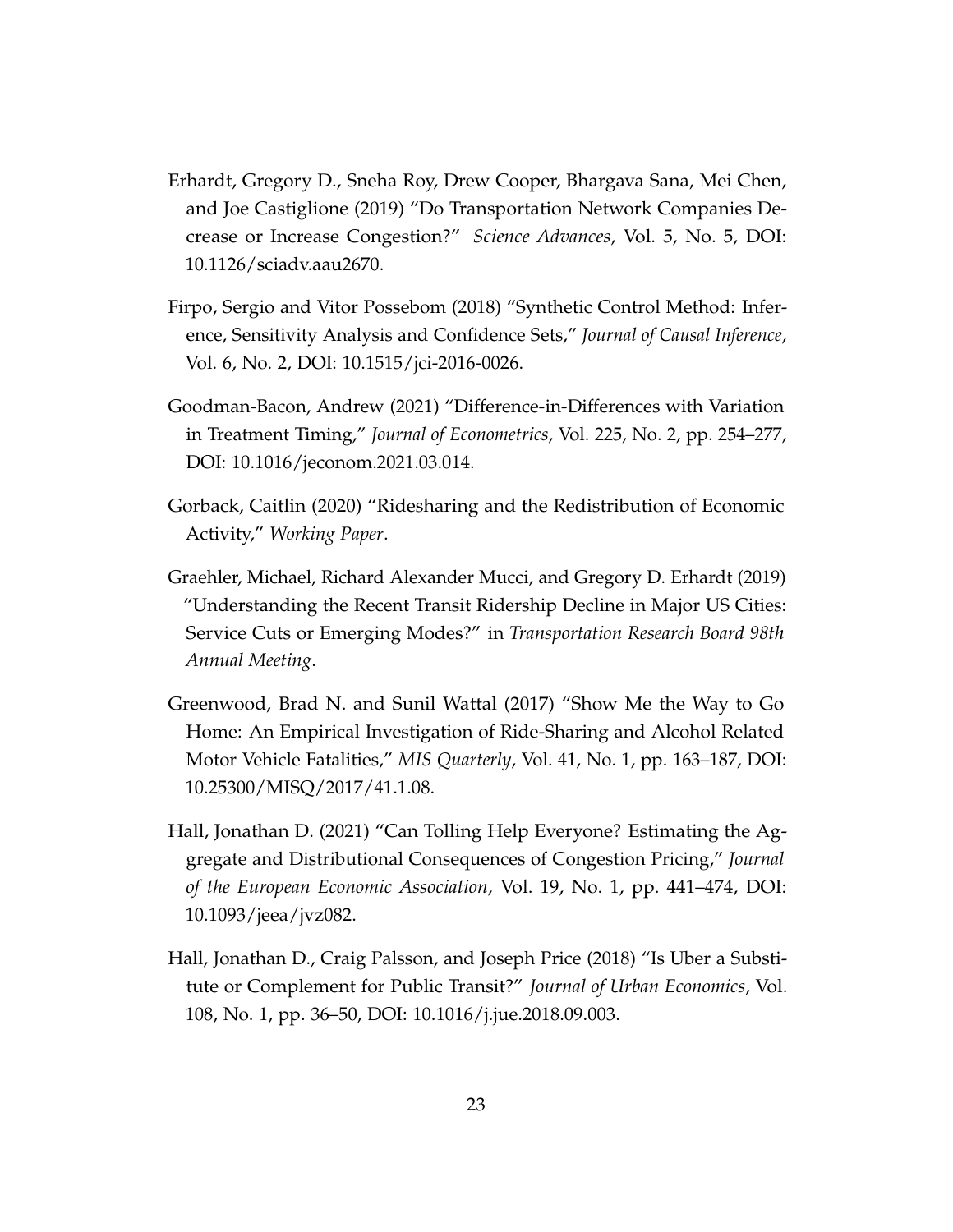Erhardt, Gregory D., Sneha Roy, Drew Cooper, Bhargava Sana, Mei Chen, and Joe Castiglione (2019) "Do Transportation Network Companies Decrease or Increase Congestion?" *Science Advances*, Vol. 5, No. 5, DOI: 10.1126/sciadv.aau2670.

Firpo, Sergio and Vitor Possebom (2018) "Synthetic Control Method: Inference, Sensitivity Analysis and Confidence Sets," *Journal of Causal Inference*, Vol. 6, No. 2, DOI: 10.1515/jci-2016-0026.

Goodman-Bacon, Andrew (2021) "Difference-in-Differences with Variation in Treatment Timing," *Journal of Econometrics*, Vol. 225, No. 2, pp. 254–277, DOI: 10.1016/jeconom.2021.03.014.

Gorback, Caitlin (2020) "Ridesharing and the Redistribution of Economic Activity," *Working Paper*.

Graehler, Michael, Richard Alexander Mucci, and Gregory D. Erhardt (2019) "Understanding the Recent Transit Ridership Decline in Major US Cities: Service Cuts or Emerging Modes?" in *Transportation Research Board 98th Annual Meeting*.

Greenwood, Brad N. and Sunil Wattal (2017) "Show Me the Way to Go Home: An Empirical Investigation of Ride-Sharing and Alcohol Related Motor Vehicle Fatalities," *MIS Quarterly*, Vol. 41, No. 1, pp. 163–187, DOI: 10.25300/MISQ/2017/41.1.08.

Hall, Jonathan D. (2021) "Can Tolling Help Everyone? Estimating the Aggregate and Distributional Consequences of Congestion Pricing," *Journal of the European Economic Association*, Vol. 19, No. 1, pp. 441–474, DOI: 10.1093/jeea/jvz082.

Hall, Jonathan D., Craig Palsson, and Joseph Price (2018) "Is Uber a Substitute or Complement for Public Transit?" *Journal of Urban Economics*, Vol. 108, No. 1, pp. 36–50, DOI: 10.1016/j.jue.2018.09.003.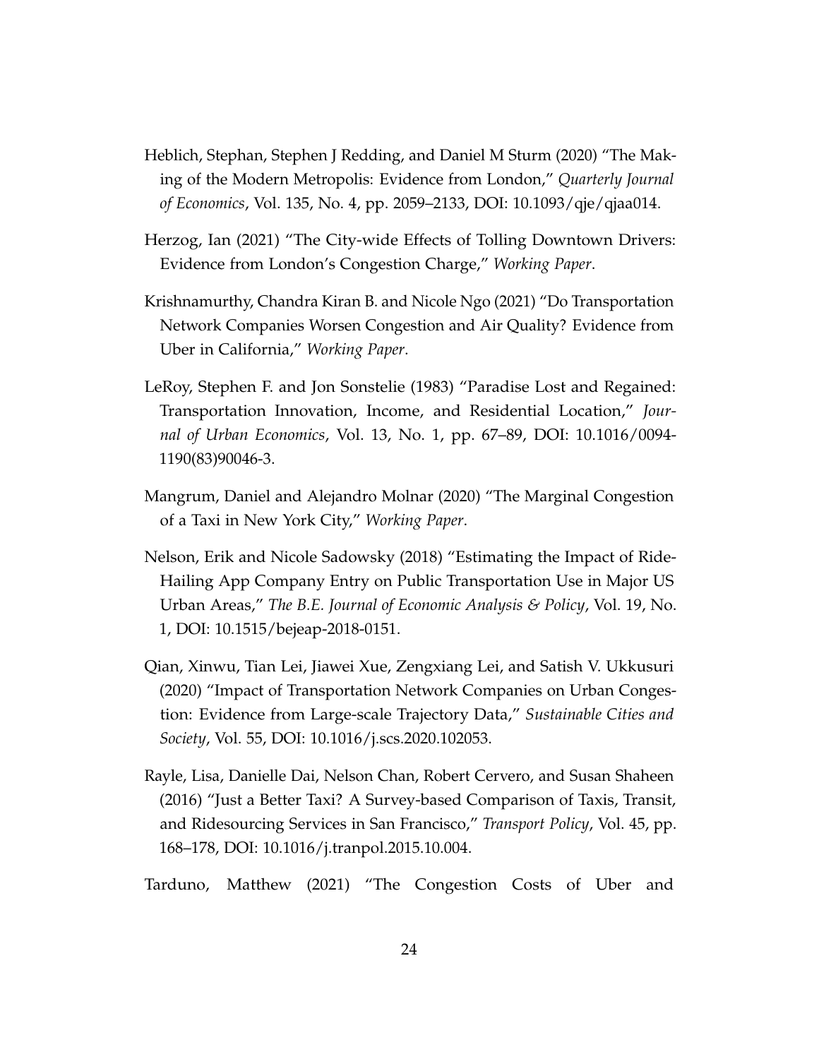Heblich, Stephan, Stephen J Redding, and Daniel M Sturm (2020) "The Making of the Modern Metropolis: Evidence from London," *Quarterly Journal of Economics*, Vol. 135, No. 4, pp. 2059–2133, DOI: 10.1093/qje/qjaa014.

Herzog, Ian (2021) "The City-wide Effects of Tolling Downtown Drivers: Evidence from London's Congestion Charge," *Working Paper*.

Krishnamurthy, Chandra Kiran B. and Nicole Ngo (2021) "Do Transportation Network Companies Worsen Congestion and Air Quality? Evidence from Uber in California," *Working Paper*.

LeRoy, Stephen F. and Jon Sonstelie (1983) "Paradise Lost and Regained: Transportation Innovation, Income, and Residential Location," *Journal of Urban Economics*, Vol. 13, No. 1, pp. 67–89, DOI: 10.1016/0094-1190(83)90046-3.

Mangrum, Daniel and Alejandro Molnar (2020) "The Marginal Congestion of a Taxi in New York City," *Working Paper*.

Nelson, Erik and Nicole Sadowsky (2018) "Estimating the Impact of Ride-Hailing App Company Entry on Public Transportation Use in Major US Urban Areas," *The B.E. Journal of Economic Analysis & Policy*, Vol. 19, No. 1, DOI: 10.1515/bejeap-2018-0151.

Qian, Xinwu, Tian Lei, Jiawei Xue, Zengxiang Lei, and Satish V. Ukkusuri (2020) "Impact of Transportation Network Companies on Urban Congestion: Evidence from Large-scale Trajectory Data," *Sustainable Cities and Society*, Vol. 55, DOI: 10.1016/j.scs.2020.102053.

Rayle, Lisa, Danielle Dai, Nelson Chan, Robert Cervero, and Susan Shaheen (2016) "Just a Better Taxi? A Survey-based Comparison of Taxis, Transit, and Ridesourcing Services in San Francisco," *Transport Policy*, Vol. 45, pp. 168–178, DOI: 10.1016/j.tranpol.2015.10.004.

Tarduno, Matthew (2021) "The Congestion Costs of Uber and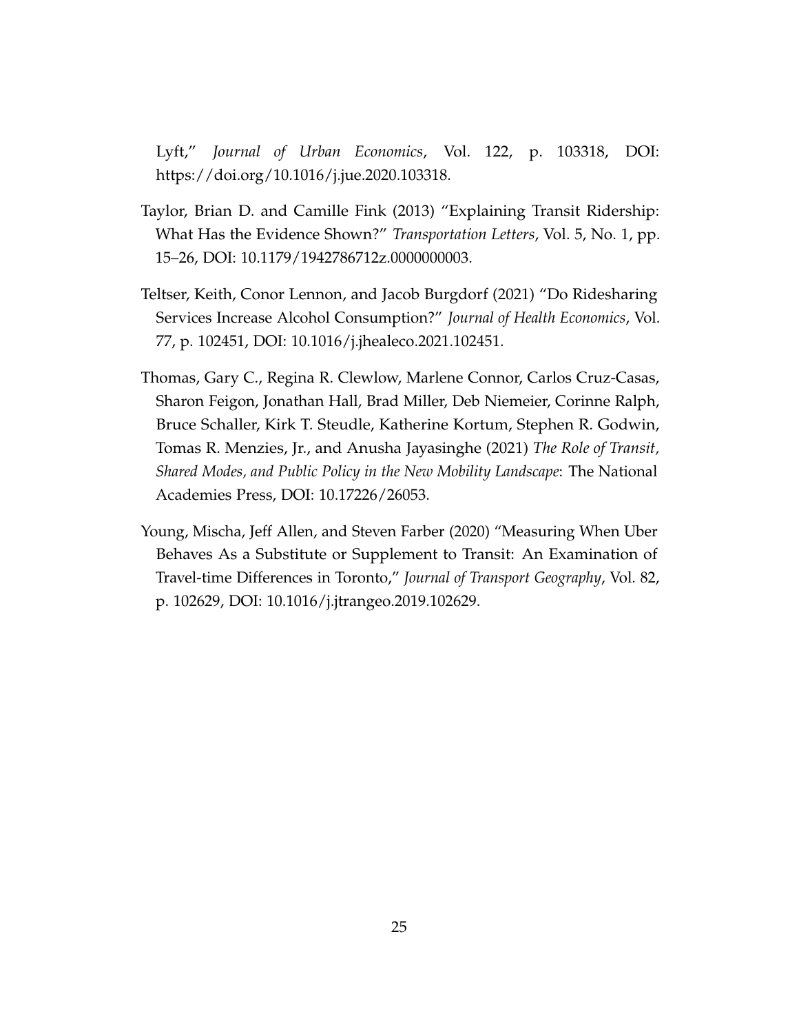Lyft," *Journal of Urban Economics*, Vol. 122, p. 103318, DOI: https://doi.org/10.1016/j.jue.2020.103318.

Taylor, Brian D. and Camille Fink (2013) "Explaining Transit Ridership: What Has the Evidence Shown?" *Transportation Letters*, Vol. 5, No. 1, pp. 15–26, DOI: 10.1179/1942786712z.0000000003.

Teltser, Keith, Conor Lennon, and Jacob Burgdorf (2021) "Do Ridesharing Services Increase Alcohol Consumption?" *Journal of Health Economics*, Vol. 77, p. 102451, DOI: 10.1016/j.jhealeco.2021.102451.

Thomas, Gary C., Regina R. Clewlow, Marlene Connor, Carlos Cruz-Casas, Sharon Feigon, Jonathan Hall, Brad Miller, Deb Niemeier, Corinne Ralph, Bruce Schaller, Kirk T. Steudle, Katherine Kortum, Stephen R. Godwin, Tomas R. Menzies, Jr., and Anusha Jayasinghe (2021) *The Role of Transit, Shared Modes, and Public Policy in the New Mobility Landscape*: The National Academies Press, DOI: 10.17226/26053.

Young, Mischa, Jeff Allen, and Steven Farber (2020) "Measuring When Uber Behaves As a Substitute or Supplement to Transit: An Examination of Travel-time Differences in Toronto," *Journal of Transport Geography*, Vol. 82, p. 102629, DOI: 10.1016/j.jtrangeo.2019.102629.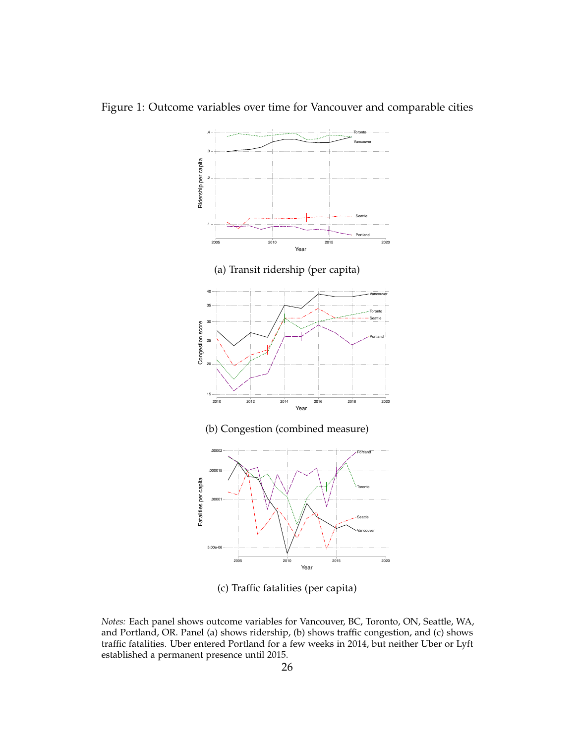Figure 1: Outcome variables over time for Vancouver and comparable cities

(a) Transit ridership (per capita)

(b) Congestion (combined measure)

(c) Traffic fatalities (per capita)

*Notes:* Each panel shows outcome variables for Vancouver, BC, Toronto, ON, Seattle, WA, and Portland, OR. Panel (a) shows ridership, (b) shows traffic congestion, and (c) shows traffic fatalities. Uber entered Portland for a few weeks in 2014, but neither Uber or Lyft established a permanent presence until 2015.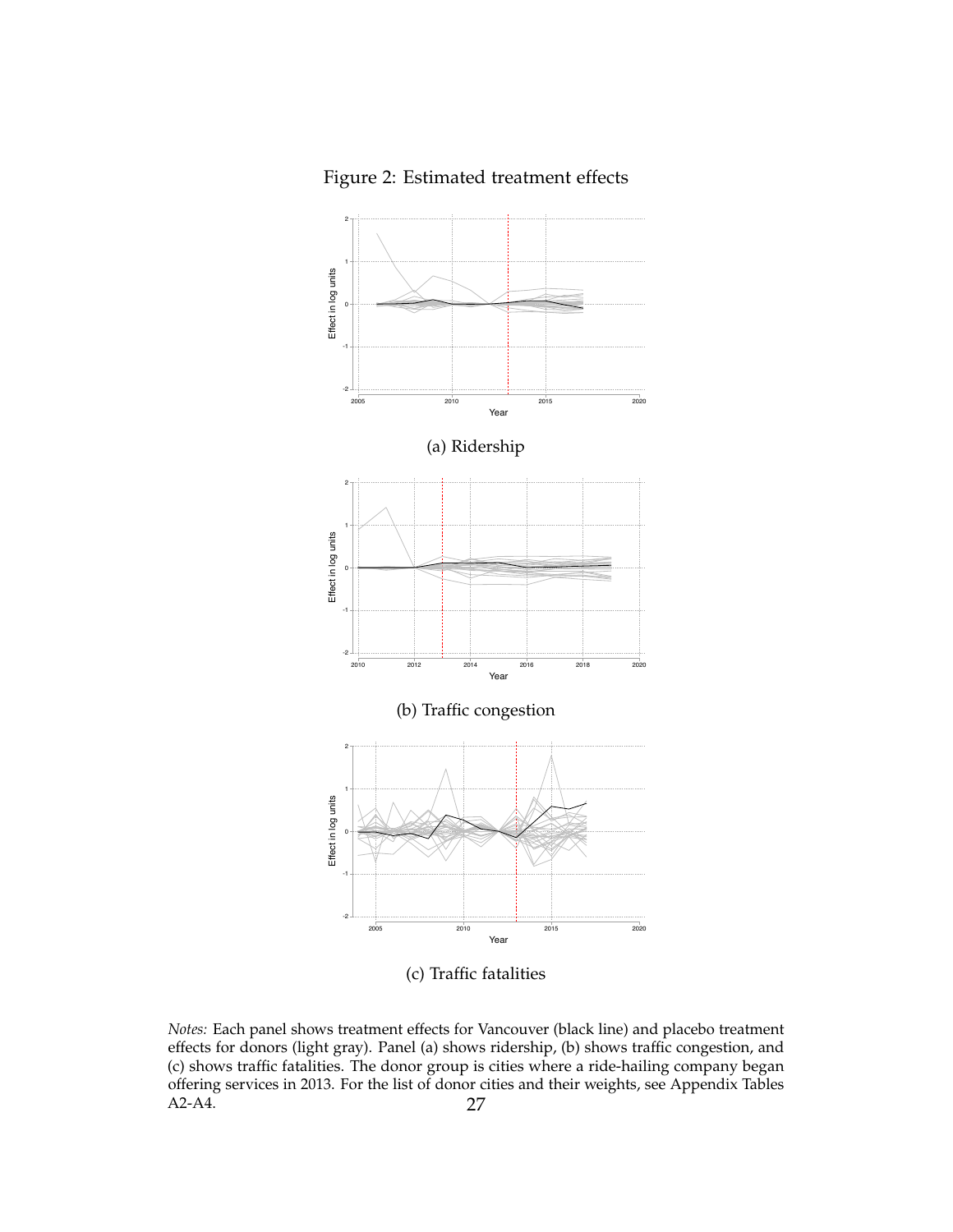Figure 2: Estimated treatment effects

(a) Ridership

(b) Traffic congestion

(c) Traffic fatalities

*Notes:* Each panel shows treatment effects for Vancouver (black line) and placebo treatment effects for donors (light gray). Panel (a) shows ridership, (b) shows traffic congestion, and (c) shows traffic fatalities. The donor group is cities where a ride-hailing company began offering services in 2013. For the list of donor cities and their weights, see Appendix Tables A2-A4.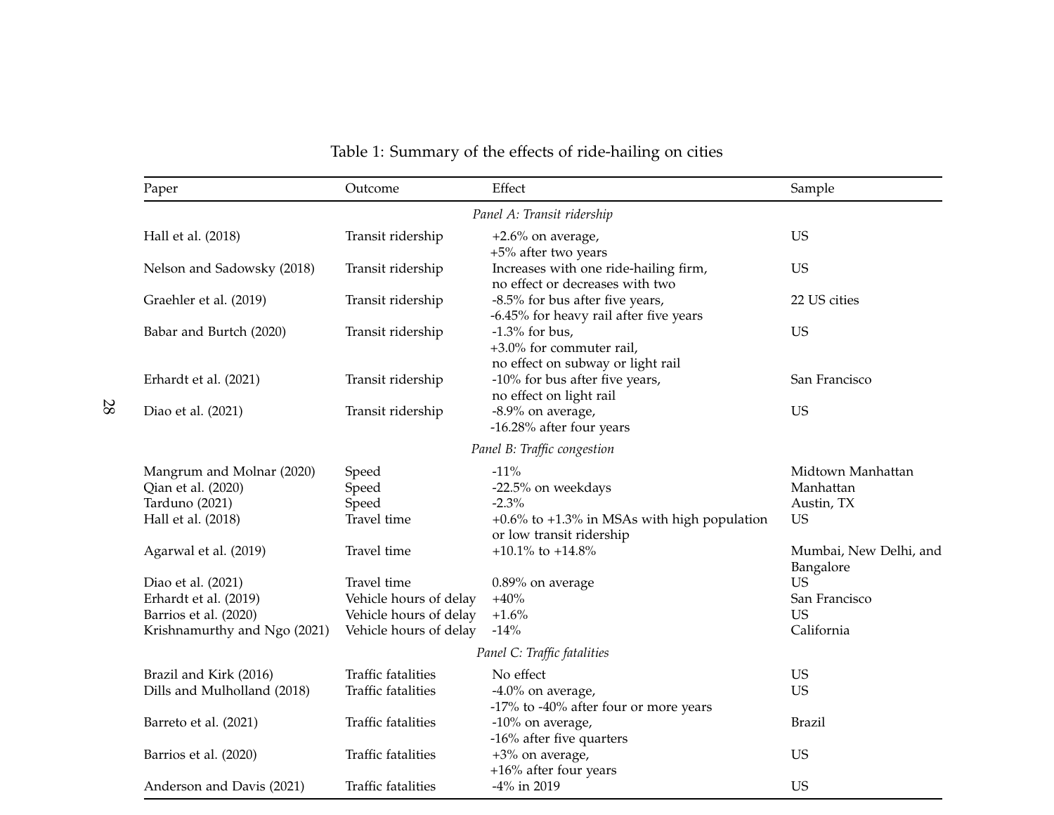Table 1: Summary of the effects of ride-hailing on cities

| Paper | Outcome | Effect | Sample |
|---|---|---|---|
| *Panel A: Transit ridership* | | | |
| Hall et al. (2018) | Transit ridership | +2.6% on average, +5% after two years | US |
| Nelson and Sadowsky (2018) | Transit ridership | Increases with one ride-hailing firm, no effect or decreases with two | US |
| Graehler et al. (2019) | Transit ridership | -8.5% for bus after five years, -6.45% for heavy rail after five years | 22 US cities |
| Babar and Burtch (2020) | Transit ridership | -1.3% for bus, +3.0% for commuter rail, no effect on subway or light rail | US |
| Erhardt et al. (2021) | Transit ridership | -10% for bus after five years, no effect on light rail | San Francisco |
| Diao et al. (2021) | Transit ridership | -8.9% on average, -16.28% after four years | US |
| *Panel B: Traffic congestion* | | | |
| Mangrum and Molnar (2020) | Speed | -11% | Midtown Manhattan |
| Qian et al. (2020) | Speed | -22.5% on weekdays | Manhattan |
| Tarduno (2021) | Speed | -2.3% | Austin, TX |
| Hall et al. (2018) | Travel time | +0.6% to +1.3% in MSAs with high population or low transit ridership | US |
| Agarwal et al. (2019) | Travel time | +10.1% to +14.8% | Mumbai, New Delhi, and Bangalore |
| Diao et al. (2021) | Travel time | 0.89% on average | US |
| Erhardt et al. (2019) | Vehicle hours of delay | +40% | San Francisco |
| Barrios et al. (2020) | Vehicle hours of delay | +1.6% | US |
| Krishnamurthy and Ngo (2021) | Vehicle hours of delay | -14% | California |
| *Panel C: Traffic fatalities* | | | |
| Brazil and Kirk (2016) | Traffic fatalities | No effect | US |
| Dills and Mulholland (2018) | Traffic fatalities | -4.0% on average, -17% to -40% after four or more years | US |
| Barreto et al. (2021) | Traffic fatalities | -10% on average, -16% after five quarters | Brazil |
| Barrios et al. (2020) | Traffic fatalities | +3% on average, +16% after four years | US |
| Anderson and Davis (2021) | Traffic fatalities | -4% in 2019 | US |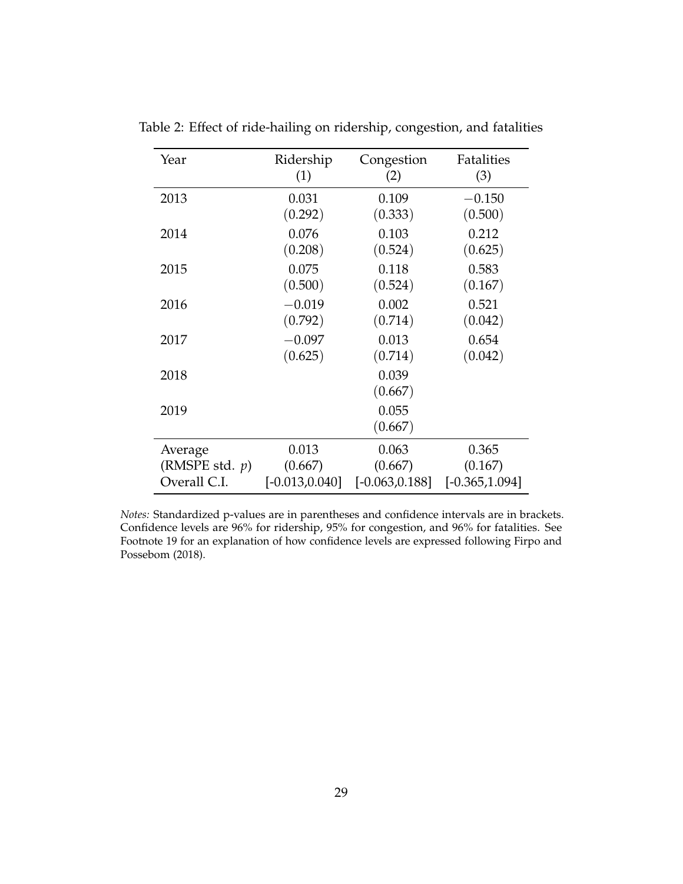Table 2: Effect of ride-hailing on ridership, congestion, and fatalities

| Year | Ridership (1) | Congestion (2) | Fatalities (3) |
|---|---|---|---|
| 2013 | 0.031 | 0.109 | −0.150 |
| | (0.292) | (0.333) | (0.500) |
| 2014 | 0.076 | 0.103 | 0.212 |
| | (0.208) | (0.524) | (0.625) |
| 2015 | 0.075 | 0.118 | 0.583 |
| | (0.500) | (0.524) | (0.167) |
| 2016 | −0.019 | 0.002 | 0.521 |
| | (0.792) | (0.714) | (0.042) |
| 2017 | −0.097 | 0.013 | 0.654 |
| | (0.625) | (0.714) | (0.042) |
| 2018 | | 0.039 | |
| | | (0.667) | |
| 2019 | | 0.055 | |
| | | (0.667) | |
| Average | 0.013 | 0.063 | 0.365 |
| (RMSPE std. $p$) | (0.667) | (0.667) | (0.167) |
| Overall C.I. | [-0.013,0.040] | [-0.063,0.188] | [-0.365,1.094] |

*Notes:* Standardized p-values are in parentheses and confidence intervals are in brackets. Confidence levels are 96% for ridership, 95% for congestion, and 96% for fatalities. See Footnote 19 for an explanation of how confidence levels are expressed following Firpo and Possebom (2018).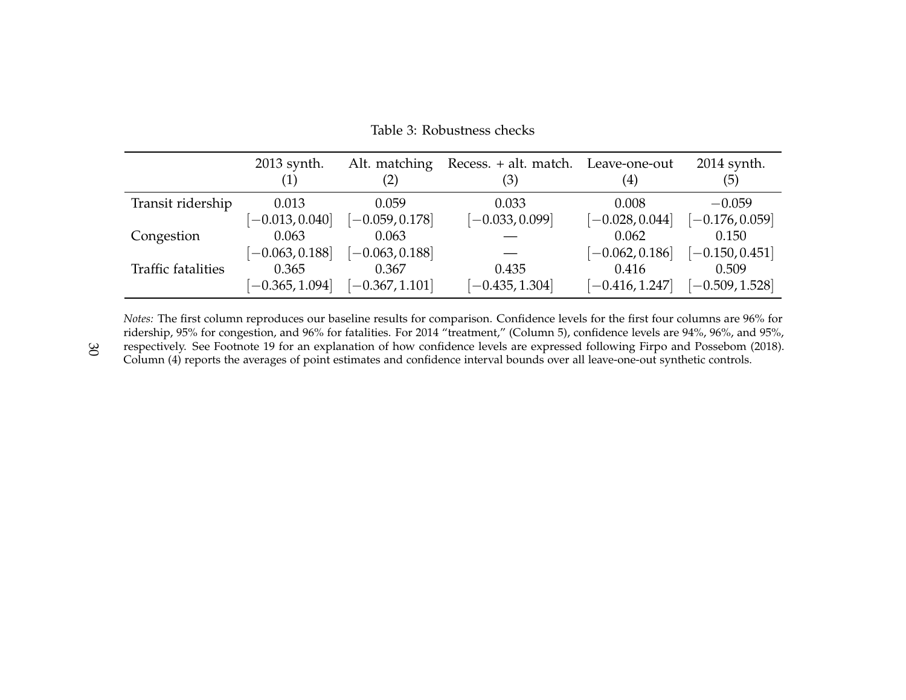Table 3: Robustness checks

| | 2013 synth. (1) | Alt. matching (2) | Recess. + alt. match. (3) | Leave-one-out (4) | 2014 synth. (5) |
|---|---|---|---|---|---|
| Transit ridership | 0.013 | 0.059 | 0.033 | 0.008 | −0.059 |
| | [−0.013, 0.040] | [−0.059, 0.178] | [−0.033, 0.099] | [−0.028, 0.044] | [−0.176, 0.059] |
| Congestion | 0.063 | 0.063 | — | 0.062 | 0.150 |
| | [−0.063, 0.188] | [−0.063, 0.188] | — | [−0.062, 0.186] | [−0.150, 0.451] |
| Traffic fatalities | 0.365 | 0.367 | 0.435 | 0.416 | 0.509 |
| | [−0.365, 1.094] | [−0.367, 1.101] | [−0.435, 1.304] | [−0.416, 1.247] | [−0.509, 1.528] |

*Notes:* The first column reproduces our baseline results for comparison. Confidence levels for the first four columns are 96% for ridership, 95% for congestion, and 96% for fatalities. For 2014 "treatment," (Column 5), confidence levels are 94%, 96%, and 95%, respectively. See Footnote 19 for an explanation of how confidence levels are expressed following Firpo and Possebom (2018). Column (4) reports the averages of point estimates and confidence interval bounds over all leave-one-out synthetic controls.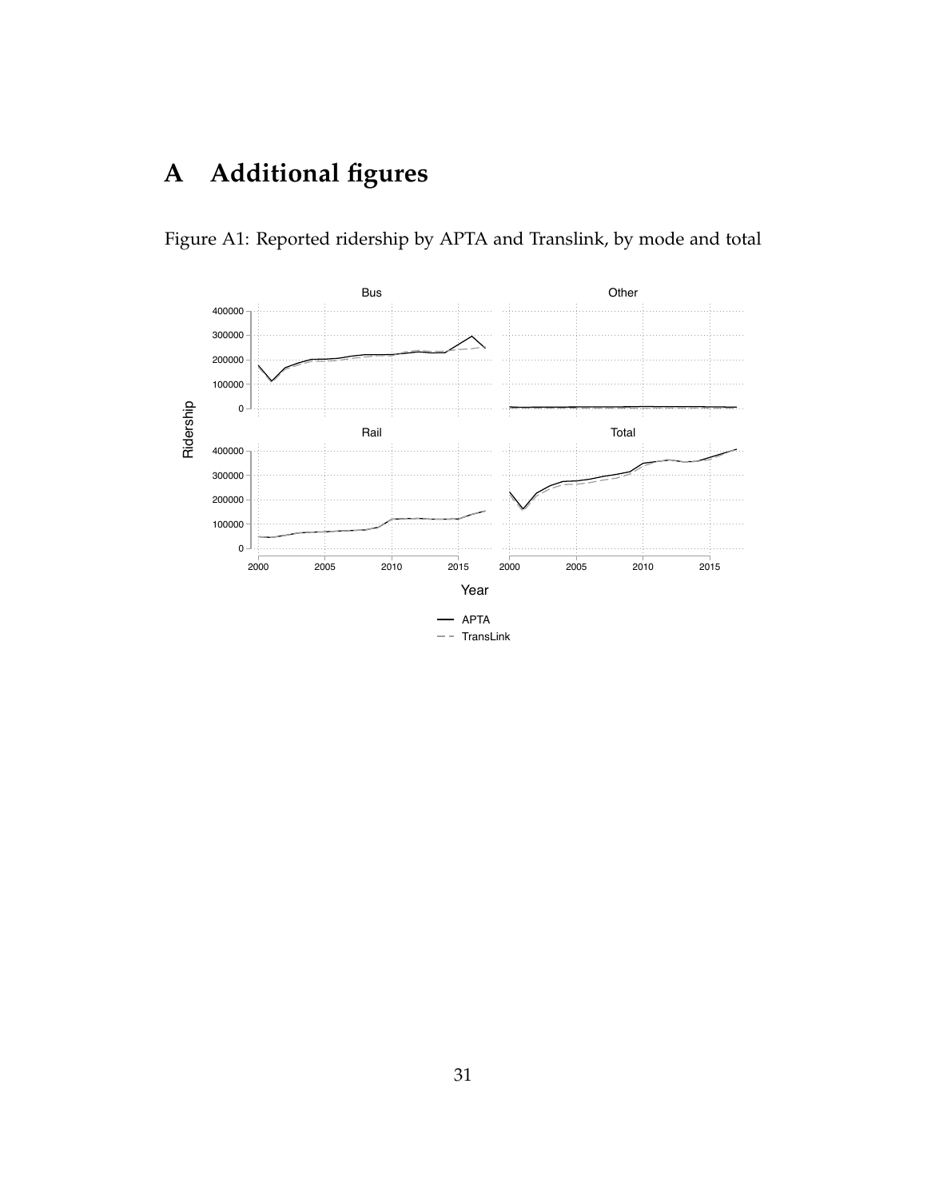# A Additional figures

Figure A1: Reported ridership by APTA and Translink, by mode and total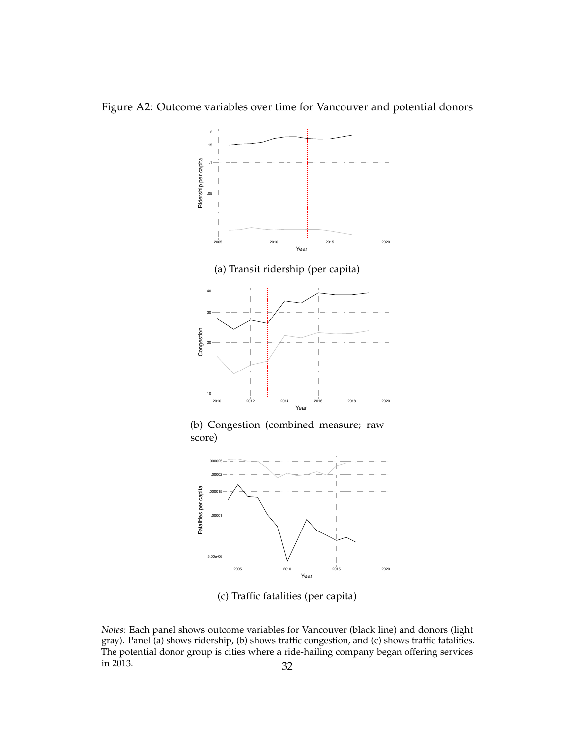Figure A2: Outcome variables over time for Vancouver and potential donors

(a) Transit ridership (per capita)

(b) Congestion (combined measure; raw score)

(c) Traffic fatalities (per capita)

*Notes:* Each panel shows outcome variables for Vancouver (black line) and donors (light gray). Panel (a) shows ridership, (b) shows traffic congestion, and (c) shows traffic fatalities. The potential donor group is cities where a ride-hailing company began offering services in 2013.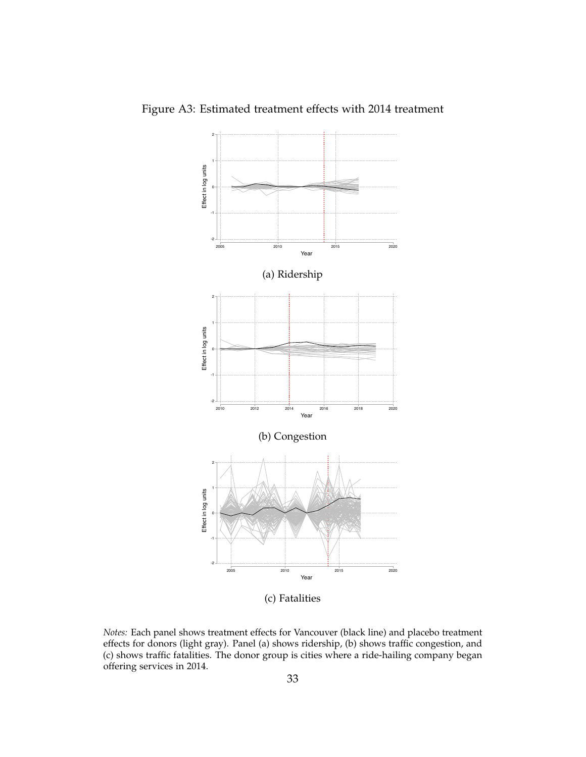Figure A3: Estimated treatment effects with 2014 treatment

(a) Ridership

(b) Congestion

(c) Fatalities

*Notes:* Each panel shows treatment effects for Vancouver (black line) and placebo treatment effects for donors (light gray). Panel (a) shows ridership, (b) shows traffic congestion, and (c) shows traffic fatalities. The donor group is cities where a ride-hailing company began offering services in 2014.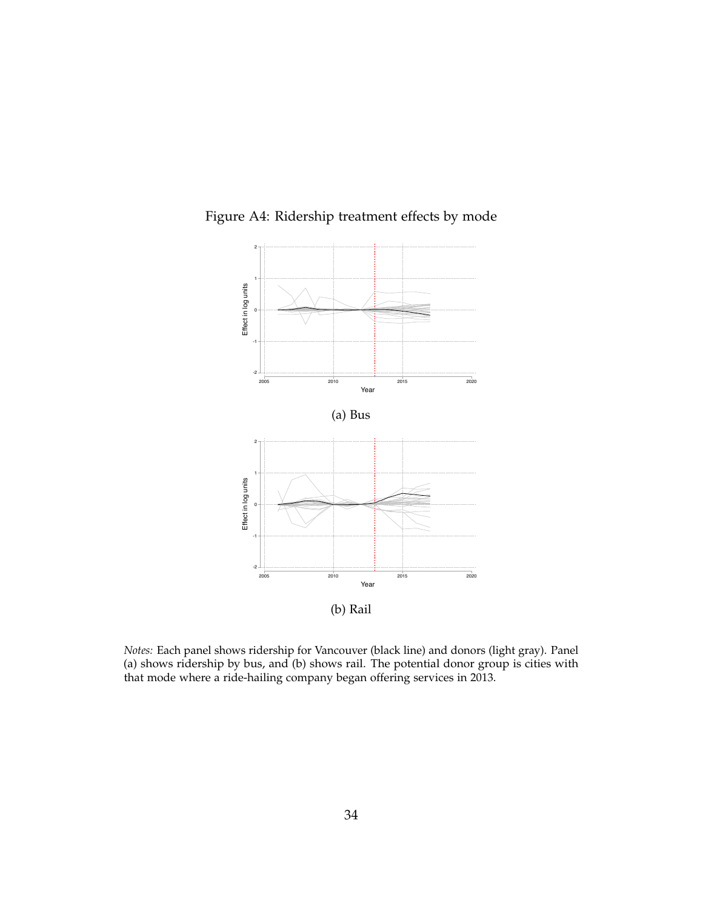Figure A4: Ridership treatment effects by mode

(a) Bus

(b) Rail

*Notes:* Each panel shows ridership for Vancouver (black line) and donors (light gray). Panel (a) shows ridership by bus, and (b) shows rail. The potential donor group is cities with that mode where a ride-hailing company began offering services in 2013.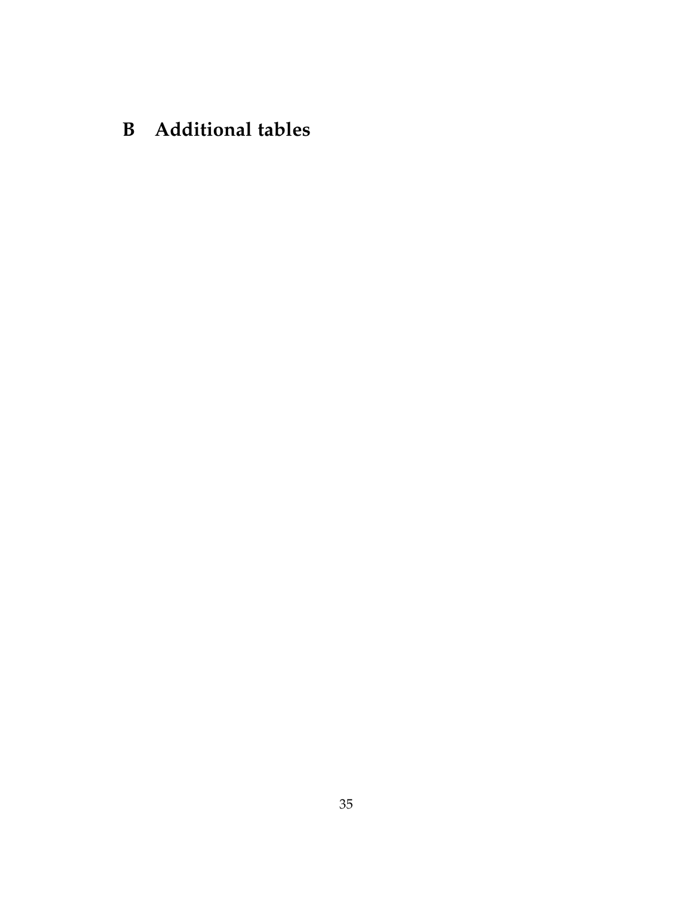# B Additional tables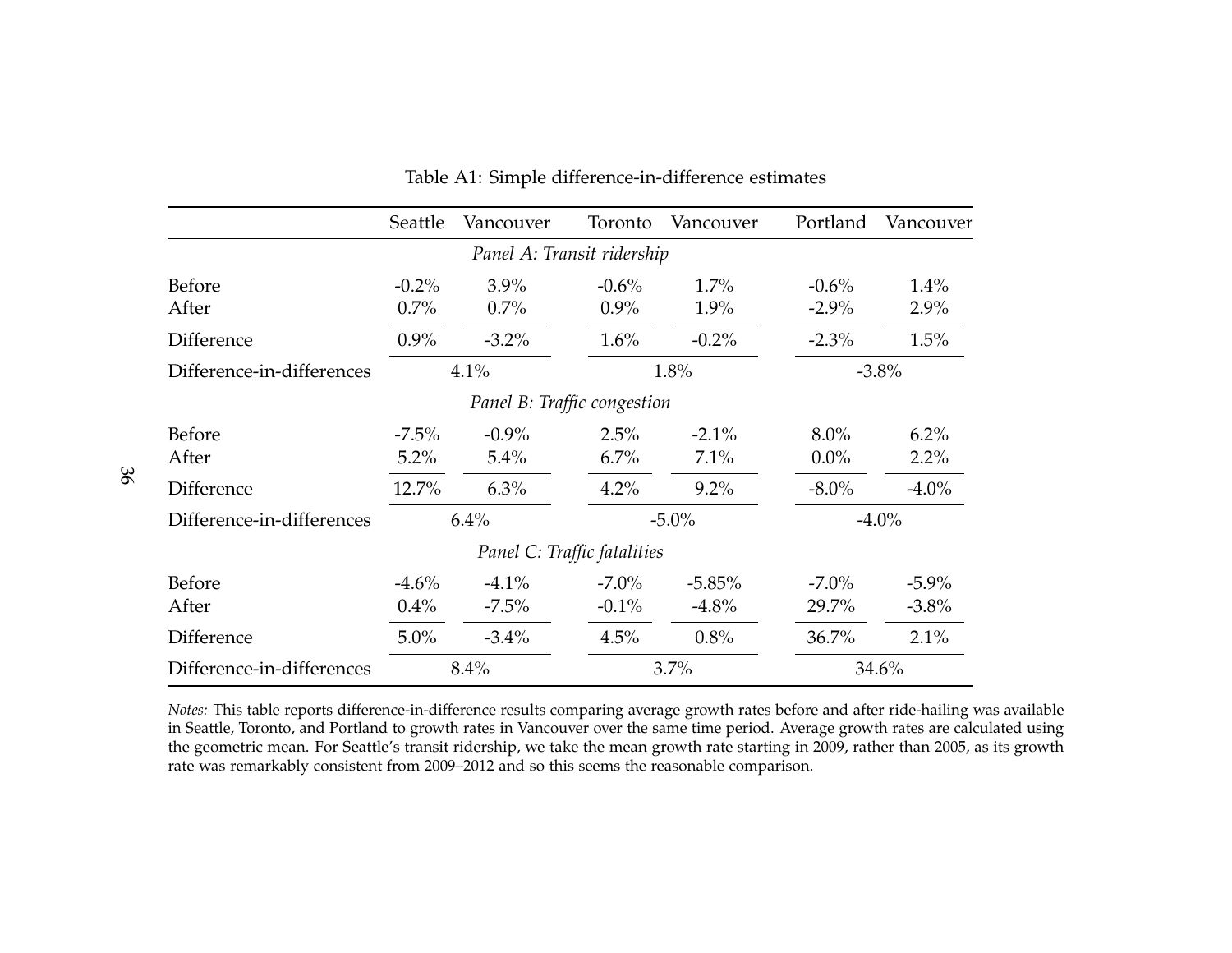Table A1: Simple difference-in-difference estimates

| | Seattle | Vancouver | Toronto | Vancouver | Portland | Vancouver |
|---|---|---|---|---|---|---|
| *Panel A: Transit ridership* | | | | | | |
| Before | -0.2% | 3.9% | -0.6% | 1.7% | -0.6% | 1.4% |
| After | 0.7% | 0.7% | 0.9% | 1.9% | -2.9% | 2.9% |
| Difference | 0.9% | -3.2% | 1.6% | -0.2% | -2.3% | 1.5% |
| Difference-in-differences | 4.1% | | 1.8% | | -3.8% | |
| *Panel B: Traffic congestion* | | | | | | |
| Before | -7.5% | -0.9% | 2.5% | -2.1% | 8.0% | 6.2% |
| After | 5.2% | 5.4% | 6.7% | 7.1% | 0.0% | 2.2% |
| Difference | 12.7% | 6.3% | 4.2% | 9.2% | -8.0% | -4.0% |
| Difference-in-differences | 6.4% | | -5.0% | | -4.0% | |
| *Panel C: Traffic fatalities* | | | | | | |
| Before | -4.6% | -4.1% | -7.0% | -5.85% | -7.0% | -5.9% |
| After | 0.4% | -7.5% | -0.1% | -4.8% | 29.7% | -3.8% |
| Difference | 5.0% | -3.4% | 4.5% | 0.8% | 36.7% | 2.1% |
| Difference-in-differences | 8.4% | | 3.7% | | 34.6% | |

*Notes:* This table reports difference-in-difference results comparing average growth rates before and after ride-hailing was available in Seattle, Toronto, and Portland to growth rates in Vancouver over the same time period. Average growth rates are calculated using the geometric mean. For Seattle's transit ridership, we take the mean growth rate starting in 2009, rather than 2005, as its growth rate was remarkably consistent from 2009–2012 and so this seems the reasonable comparison.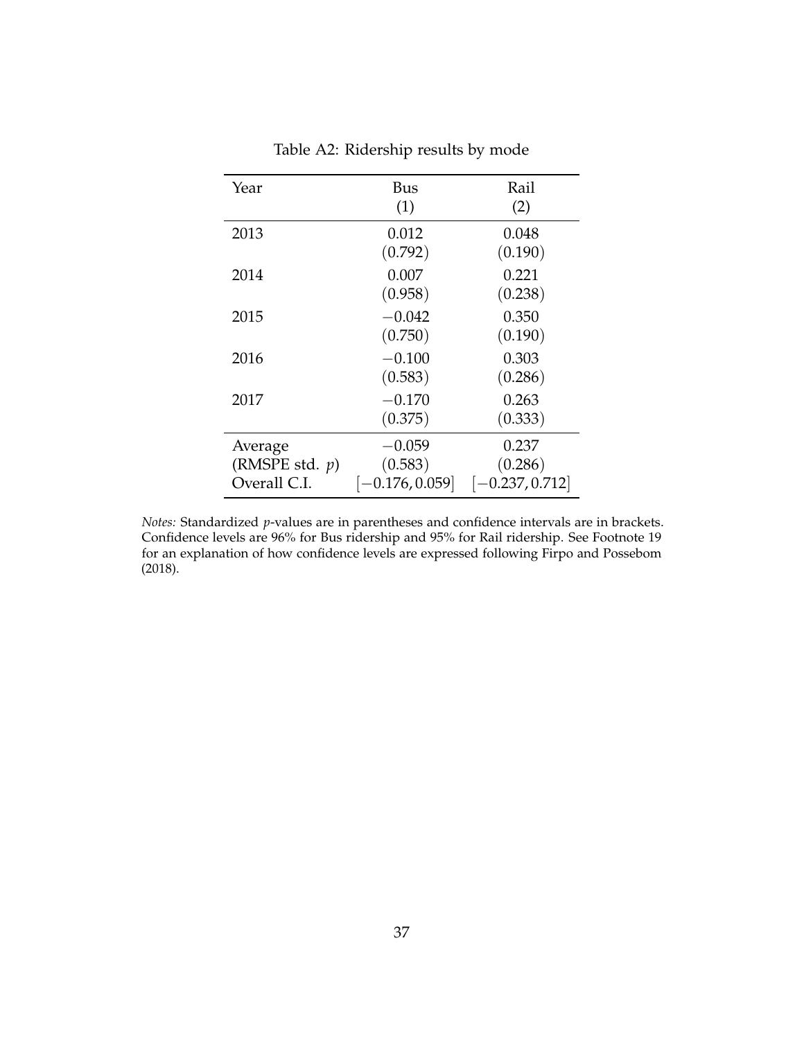Table A2: Ridership results by mode

| Year | Bus | Rail |
|---|---|---|
| | (1) | (2) |
| 2013 | 0.012 | 0.048 |
| | (0.792) | (0.190) |
| 2014 | 0.007 | 0.221 |
| | (0.958) | (0.238) |
| 2015 | −0.042 | 0.350 |
| | (0.750) | (0.190) |
| 2016 | −0.100 | 0.303 |
| | (0.583) | (0.286) |
| 2017 | −0.170 | 0.263 |
| | (0.375) | (0.333) |
| Average | −0.059 | 0.237 |
| (RMSPE std. $p$) | (0.583) | (0.286) |
| Overall C.I. | [−0.176, 0.059] | [−0.237, 0.712] |

*Notes:* Standardized $p$-values are in parentheses and confidence intervals are in brackets. Confidence levels are 96% for Bus ridership and 95% for Rail ridership. See Footnote 19 for an explanation of how confidence levels are expressed following Firpo and Possebom (2018).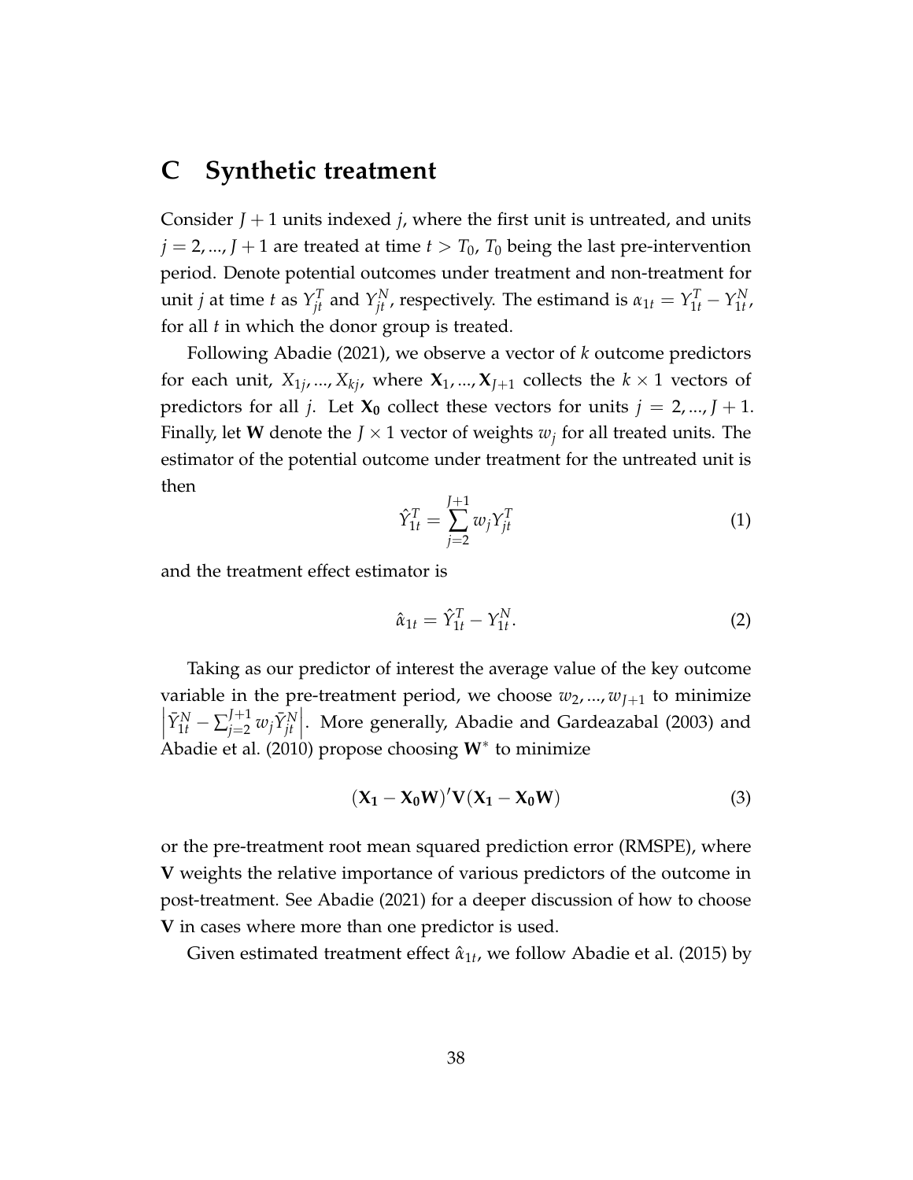# C Synthetic treatment

Consider $J + 1$ units indexed $j$, where the first unit is untreated, and units $j = 2, ..., J + 1$ are treated at time $t > T_0$, $T_0$ being the last pre-intervention period. Denote potential outcomes under treatment and non-treatment for unit $j$ at time $t$ as $Y_{jt}^T$ and $Y_{jt}^N$, respectively. The estimand is $\alpha_{1t} = Y_{1t}^T - Y_{1t}^N$, for all $t$ in which the donor group is treated.

Following Abadie (2021), we observe a vector of $k$ outcome predictors for each unit, $X_{1j}, ..., X_{kj}$, where $\mathbf{X}_1, ..., \mathbf{X}_{J+1}$ collects the $k \times 1$ vectors of predictors for all $j$. Let $\mathbf{X_0}$ collect these vectors for units $j = 2, ..., J + 1$. Finally, let $\mathbf{W}$ denote the $J \times 1$ vector of weights $w_j$ for all treated units. The estimator of the potential outcome under treatment for the untreated unit is then

$$\hat{Y}_{1t}^T = \sum_{j=2}^{J+1} w_j Y_{jt}^T \tag{1}$$

and the treatment effect estimator is

$$\hat{\alpha}_{1t} = \hat{Y}_{1t}^T - Y_{1t}^N. \tag{2}$$

Taking as our predictor of interest the average value of the key outcome variable in the pre-treatment period, we choose $w_2, ..., w_{J+1}$ to minimize $\left| \bar{Y}_{1t}^N - \sum_{j=2}^{J+1} w_j \bar{Y}_{jt}^N \right|$. More generally, Abadie and Gardeazabal (2003) and Abadie et al. (2010) propose choosing $\mathbf{W}^*$ to minimize

$$(\mathbf{X_1} - \mathbf{X_0 W})' \mathbf{V} (\mathbf{X_1} - \mathbf{X_0 W}) \tag{3}$$

or the pre-treatment root mean squared prediction error (RMSPE), where $\mathbf{V}$ weights the relative importance of various predictors of the outcome in post-treatment. See Abadie (2021) for a deeper discussion of how to choose $\mathbf{V}$ in cases where more than one predictor is used.

Given estimated treatment effect $\hat{\alpha}_{1t}$, we follow Abadie et al. (2015) by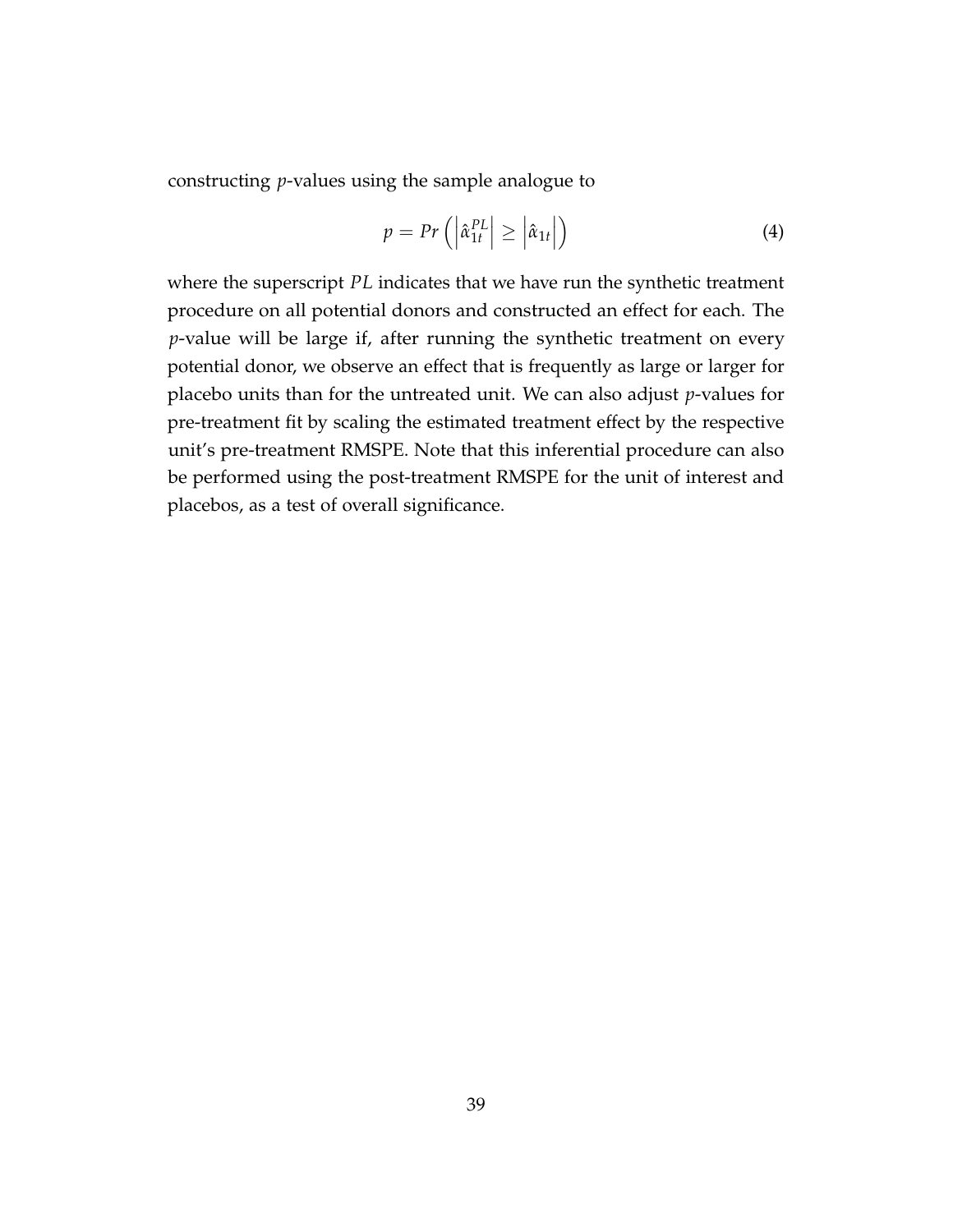constructing $p$-values using the sample analogue to

$$p = Pr\left(\left|\hat{\alpha}_{1t}^{PL}\right| \geq \left|\hat{\alpha}_{1t}\right|\right) \tag{4}$$

where the superscript $PL$ indicates that we have run the synthetic treatment procedure on all potential donors and constructed an effect for each. The $p$-value will be large if, after running the synthetic treatment on every potential donor, we observe an effect that is frequently as large or larger for placebo units than for the untreated unit. We can also adjust $p$-values for pre-treatment fit by scaling the estimated treatment effect by the respective unit's pre-treatment RMSPE. Note that this inferential procedure can also be performed using the post-treatment RMSPE for the unit of interest and placebos, as a test of overall significance.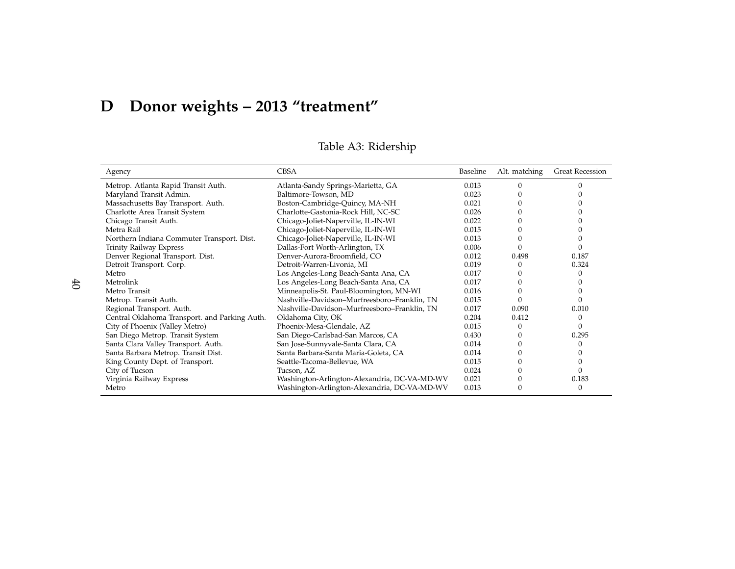# D Donor weights – 2013 "treatment"

Table A3: Ridership

| Agency | CBSA | Baseline | Alt. matching | Great Recession |
|---|---|---|---|---|
| Metrop. Atlanta Rapid Transit Auth. | Atlanta-Sandy Springs-Marietta, GA | 0.013 | 0 | 0 |
| Maryland Transit Admin. | Baltimore-Towson, MD | 0.023 | 0 | 0 |
| Massachusetts Bay Transport. Auth. | Boston-Cambridge-Quincy, MA-NH | 0.021 | 0 | 0 |
| Charlotte Area Transit System | Charlotte-Gastonia-Rock Hill, NC-SC | 0.026 | 0 | 0 |
| Chicago Transit Auth. | Chicago-Joliet-Naperville, IL-IN-WI | 0.022 | 0 | 0 |
| Metra Rail | Chicago-Joliet-Naperville, IL-IN-WI | 0.015 | 0 | 0 |
| Northern Indiana Commuter Transport. Dist. | Chicago-Joliet-Naperville, IL-IN-WI | 0.013 | 0 | 0 |
| Trinity Railway Express | Dallas-Fort Worth-Arlington, TX | 0.006 | 0 | 0 |
| Denver Regional Transport. Dist. | Denver-Aurora-Broomfield, CO | 0.012 | 0.498 | 0.187 |
| Detroit Transport. Corp. | Detroit-Warren-Livonia, MI | 0.019 | 0 | 0.324 |
| Metro | Los Angeles-Long Beach-Santa Ana, CA | 0.017 | 0 | 0 |
| Metrolink | Los Angeles-Long Beach-Santa Ana, CA | 0.017 | 0 | 0 |
| Metro Transit | Minneapolis-St. Paul-Bloomington, MN-WI | 0.016 | 0 | 0 |
| Metrop. Transit Auth. | Nashville-Davidson–Murfreesboro–Franklin, TN | 0.015 | 0 | 0 |
| Regional Transport. Auth. | Nashville-Davidson–Murfreesboro–Franklin, TN | 0.017 | 0.090 | 0.010 |
| Central Oklahoma Transport. and Parking Auth. | Oklahoma City, OK | 0.204 | 0.412 | 0 |
| City of Phoenix (Valley Metro) | Phoenix-Mesa-Glendale, AZ | 0.015 | 0 | 0 |
| San Diego Metrop. Transit System | San Diego-Carlsbad-San Marcos, CA | 0.430 | 0 | 0.295 |
| Santa Clara Valley Transport. Auth. | San Jose-Sunnyvale-Santa Clara, CA | 0.014 | 0 | 0 |
| Santa Barbara Metrop. Transit Dist. | Santa Barbara-Santa Maria-Goleta, CA | 0.014 | 0 | 0 |
| King County Dept. of Transport. | Seattle-Tacoma-Bellevue, WA | 0.015 | 0 | 0 |
| City of Tucson | Tucson, AZ | 0.024 | 0 | 0 |
| Virginia Railway Express | Washington-Arlington-Alexandria, DC-VA-MD-WV | 0.021 | 0 | 0.183 |
| Metro | Washington-Arlington-Alexandria, DC-VA-MD-WV | 0.013 | 0 | 0 |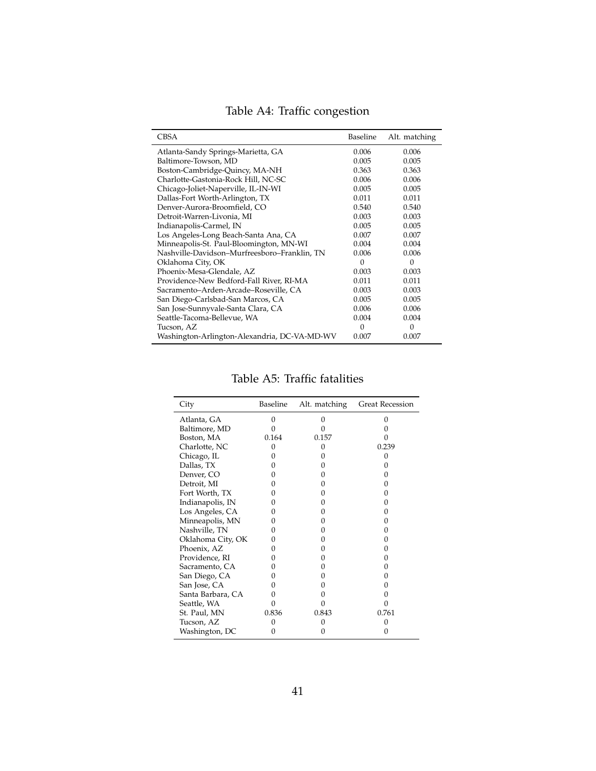Table A4: Traffic congestion

| CBSA | Baseline | Alt. matching |
|---|---|---|
| Atlanta-Sandy Springs-Marietta, GA | 0.006 | 0.006 |
| Baltimore-Towson, MD | 0.005 | 0.005 |
| Boston-Cambridge-Quincy, MA-NH | 0.363 | 0.363 |
| Charlotte-Gastonia-Rock Hill, NC-SC | 0.006 | 0.006 |
| Chicago-Joliet-Naperville, IL-IN-WI | 0.005 | 0.005 |
| Dallas-Fort Worth-Arlington, TX | 0.011 | 0.011 |
| Denver-Aurora-Broomfield, CO | 0.540 | 0.540 |
| Detroit-Warren-Livonia, MI | 0.003 | 0.003 |
| Indianapolis-Carmel, IN | 0.005 | 0.005 |
| Los Angeles-Long Beach-Santa Ana, CA | 0.007 | 0.007 |
| Minneapolis-St. Paul-Bloomington, MN-WI | 0.004 | 0.004 |
| Nashville-Davidson–Murfreesboro–Franklin, TN | 0.006 | 0.006 |
| Oklahoma City, OK | 0 | 0 |
| Phoenix-Mesa-Glendale, AZ | 0.003 | 0.003 |
| Providence-New Bedford-Fall River, RI-MA | 0.011 | 0.011 |
| Sacramento–Arden-Arcade–Roseville, CA | 0.003 | 0.003 |
| San Diego-Carlsbad-San Marcos, CA | 0.005 | 0.005 |
| San Jose-Sunnyvale-Santa Clara, CA | 0.006 | 0.006 |
| Seattle-Tacoma-Bellevue, WA | 0.004 | 0.004 |
| Tucson, AZ | 0 | 0 |
| Washington-Arlington-Alexandria, DC-VA-MD-WV | 0.007 | 0.007 |

Table A5: Traffic fatalities

| City | Baseline | Alt. matching | Great Recession |
|---|---|---|---|
| Atlanta, GA | 0 | 0 | 0 |
| Baltimore, MD | 0 | 0 | 0 |
| Boston, MA | 0.164 | 0.157 | 0 |
| Charlotte, NC | 0 | 0 | 0.239 |
| Chicago, IL | 0 | 0 | 0 |
| Dallas, TX | 0 | 0 | 0 |
| Denver, CO | 0 | 0 | 0 |
| Detroit, MI | 0 | 0 | 0 |
| Fort Worth, TX | 0 | 0 | 0 |
| Indianapolis, IN | 0 | 0 | 0 |
| Los Angeles, CA | 0 | 0 | 0 |
| Minneapolis, MN | 0 | 0 | 0 |
| Nashville, TN | 0 | 0 | 0 |
| Oklahoma City, OK | 0 | 0 | 0 |
| Phoenix, AZ | 0 | 0 | 0 |
| Providence, RI | 0 | 0 | 0 |
| Sacramento, CA | 0 | 0 | 0 |
| San Diego, CA | 0 | 0 | 0 |
| San Jose, CA | 0 | 0 | 0 |
| Santa Barbara, CA | 0 | 0 | 0 |
| Seattle, WA | 0 | 0 | 0 |
| St. Paul, MN | 0.836 | 0.843 | 0.761 |
| Tucson, AZ | 0 | 0 | 0 |
| Washington, DC | 0 | 0 | 0 |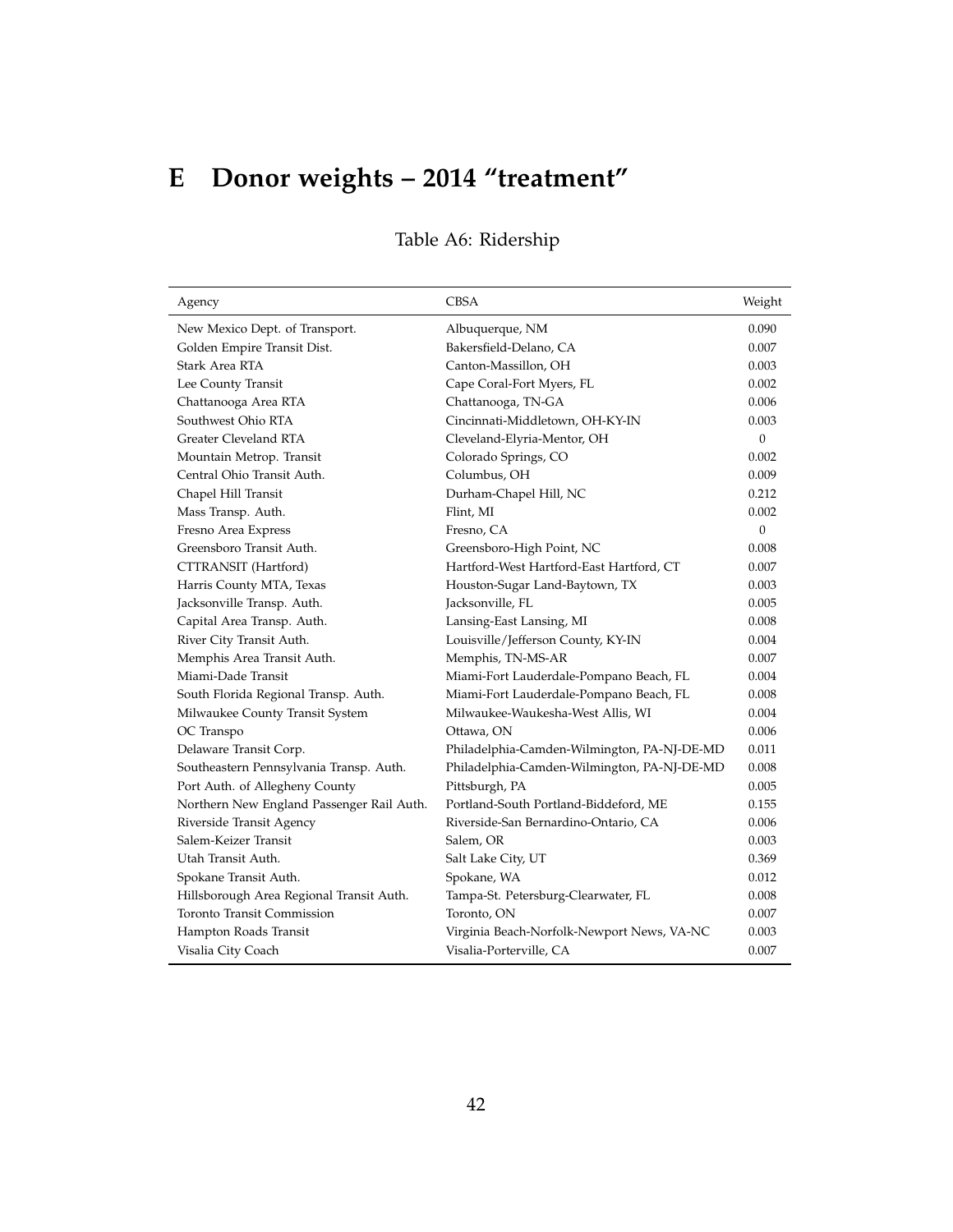# E Donor weights – 2014 "treatment"

Table A6: Ridership

| Agency | CBSA | Weight |
|---|---|---|
| New Mexico Dept. of Transport. | Albuquerque, NM | 0.090 |
| Golden Empire Transit Dist. | Bakersfield-Delano, CA | 0.007 |
| Stark Area RTA | Canton-Massillon, OH | 0.003 |
| Lee County Transit | Cape Coral-Fort Myers, FL | 0.002 |
| Chattanooga Area RTA | Chattanooga, TN-GA | 0.006 |
| Southwest Ohio RTA | Cincinnati-Middletown, OH-KY-IN | 0.003 |
| Greater Cleveland RTA | Cleveland-Elyria-Mentor, OH | 0 |
| Mountain Metrop. Transit | Colorado Springs, CO | 0.002 |
| Central Ohio Transit Auth. | Columbus, OH | 0.009 |
| Chapel Hill Transit | Durham-Chapel Hill, NC | 0.212 |
| Mass Transp. Auth. | Flint, MI | 0.002 |
| Fresno Area Express | Fresno, CA | 0 |
| Greensboro Transit Auth. | Greensboro-High Point, NC | 0.008 |
| CTTRANSIT (Hartford) | Hartford-West Hartford-East Hartford, CT | 0.007 |
| Harris County MTA, Texas | Houston-Sugar Land-Baytown, TX | 0.003 |
| Jacksonville Transp. Auth. | Jacksonville, FL | 0.005 |
| Capital Area Transp. Auth. | Lansing-East Lansing, MI | 0.008 |
| River City Transit Auth. | Louisville/Jefferson County, KY-IN | 0.004 |
| Memphis Area Transit Auth. | Memphis, TN-MS-AR | 0.007 |
| Miami-Dade Transit | Miami-Fort Lauderdale-Pompano Beach, FL | 0.004 |
| South Florida Regional Transp. Auth. | Miami-Fort Lauderdale-Pompano Beach, FL | 0.008 |
| Milwaukee County Transit System | Milwaukee-Waukesha-West Allis, WI | 0.004 |
| OC Transpo | Ottawa, ON | 0.006 |
| Delaware Transit Corp. | Philadelphia-Camden-Wilmington, PA-NJ-DE-MD | 0.011 |
| Southeastern Pennsylvania Transp. Auth. | Philadelphia-Camden-Wilmington, PA-NJ-DE-MD | 0.008 |
| Port Auth. of Allegheny County | Pittsburgh, PA | 0.005 |
| Northern New England Passenger Rail Auth. | Portland-South Portland-Biddeford, ME | 0.155 |
| Riverside Transit Agency | Riverside-San Bernardino-Ontario, CA | 0.006 |
| Salem-Keizer Transit | Salem, OR | 0.003 |
| Utah Transit Auth. | Salt Lake City, UT | 0.369 |
| Spokane Transit Auth. | Spokane, WA | 0.012 |
| Hillsborough Area Regional Transit Auth. | Tampa-St. Petersburg-Clearwater, FL | 0.008 |
| Toronto Transit Commission | Toronto, ON | 0.007 |
| Hampton Roads Transit | Virginia Beach-Norfolk-Newport News, VA-NC | 0.003 |
| Visalia City Coach | Visalia-Porterville, CA | 0.007 |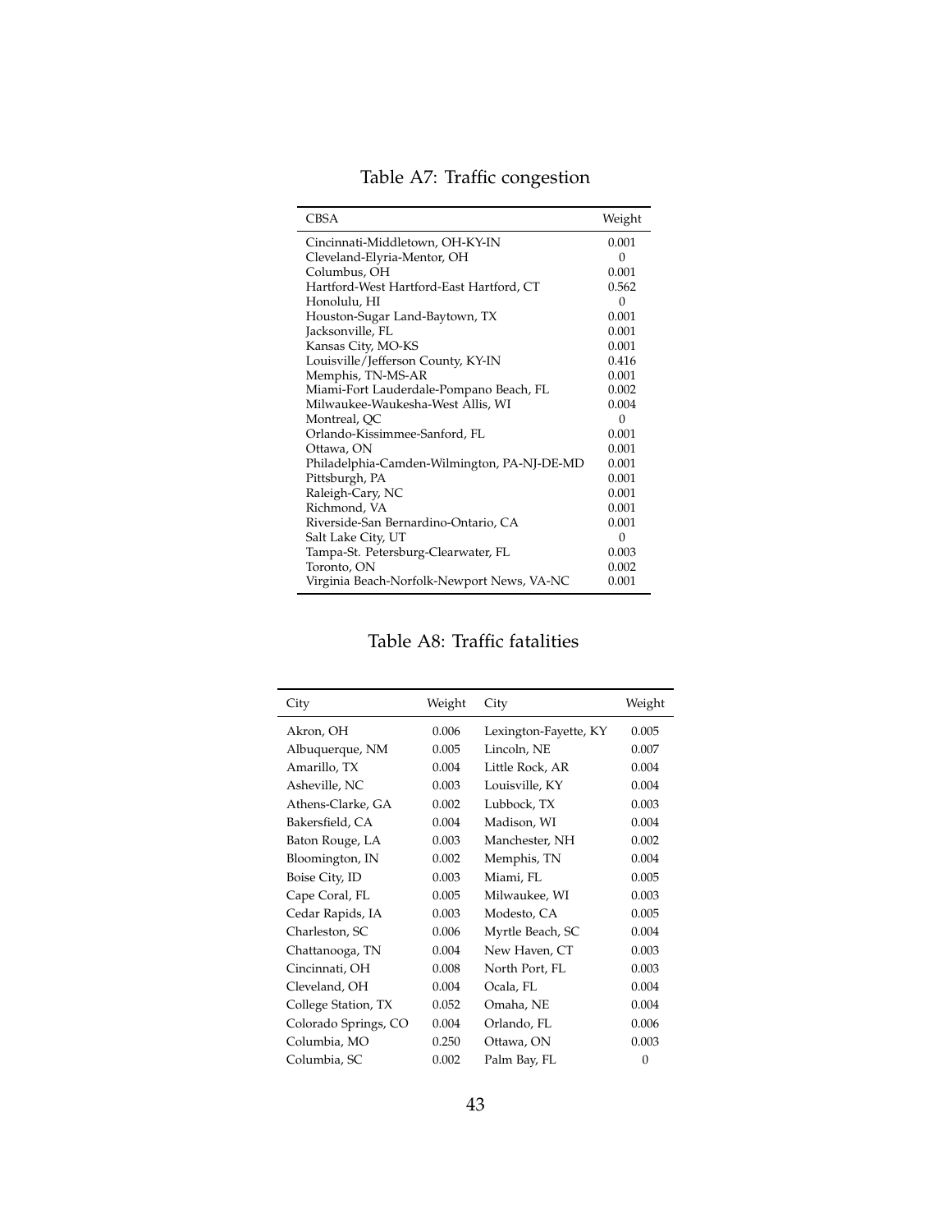Table A7: Traffic congestion

| CBSA | Weight |
|---|---|
| Cincinnati-Middletown, OH-KY-IN | 0.001 |
| Cleveland-Elyria-Mentor, OH | 0 |
| Columbus, OH | 0.001 |
| Hartford-West Hartford-East Hartford, CT | 0.562 |
| Honolulu, HI | 0 |
| Houston-Sugar Land-Baytown, TX | 0.001 |
| Jacksonville, FL | 0.001 |
| Kansas City, MO-KS | 0.001 |
| Louisville/Jefferson County, KY-IN | 0.416 |
| Memphis, TN-MS-AR | 0.001 |
| Miami-Fort Lauderdale-Pompano Beach, FL | 0.002 |
| Milwaukee-Waukesha-West Allis, WI | 0.004 |
| Montreal, QC | 0 |
| Orlando-Kissimmee-Sanford, FL | 0.001 |
| Ottawa, ON | 0.001 |
| Philadelphia-Camden-Wilmington, PA-NJ-DE-MD | 0.001 |
| Pittsburgh, PA | 0.001 |
| Raleigh-Cary, NC | 0.001 |
| Richmond, VA | 0.001 |
| Riverside-San Bernardino-Ontario, CA | 0.001 |
| Salt Lake City, UT | 0 |
| Tampa-St. Petersburg-Clearwater, FL | 0.003 |
| Toronto, ON | 0.002 |
| Virginia Beach-Norfolk-Newport News, VA-NC | 0.001 |

Table A8: Traffic fatalities

| City | Weight | City | Weight |
|---|---|---|---|
| Akron, OH | 0.006 | Lexington-Fayette, KY | 0.005 |
| Albuquerque, NM | 0.005 | Lincoln, NE | 0.007 |
| Amarillo, TX | 0.004 | Little Rock, AR | 0.004 |
| Asheville, NC | 0.003 | Louisville, KY | 0.004 |
| Athens-Clarke, GA | 0.002 | Lubbock, TX | 0.003 |
| Bakersfield, CA | 0.004 | Madison, WI | 0.004 |
| Baton Rouge, LA | 0.003 | Manchester, NH | 0.002 |
| Bloomington, IN | 0.002 | Memphis, TN | 0.004 |
| Boise City, ID | 0.003 | Miami, FL | 0.005 |
| Cape Coral, FL | 0.005 | Milwaukee, WI | 0.003 |
| Cedar Rapids, IA | 0.003 | Modesto, CA | 0.005 |
| Charleston, SC | 0.006 | Myrtle Beach, SC | 0.004 |
| Chattanooga, TN | 0.004 | New Haven, CT | 0.003 |
| Cincinnati, OH | 0.008 | North Port, FL | 0.003 |
| Cleveland, OH | 0.004 | Ocala, FL | 0.004 |
| College Station, TX | 0.052 | Omaha, NE | 0.004 |
| Colorado Springs, CO | 0.004 | Orlando, FL | 0.006 |
| Columbia, MO | 0.250 | Ottawa, ON | 0.003 |
| Columbia, SC | 0.002 | Palm Bay, FL | 0 |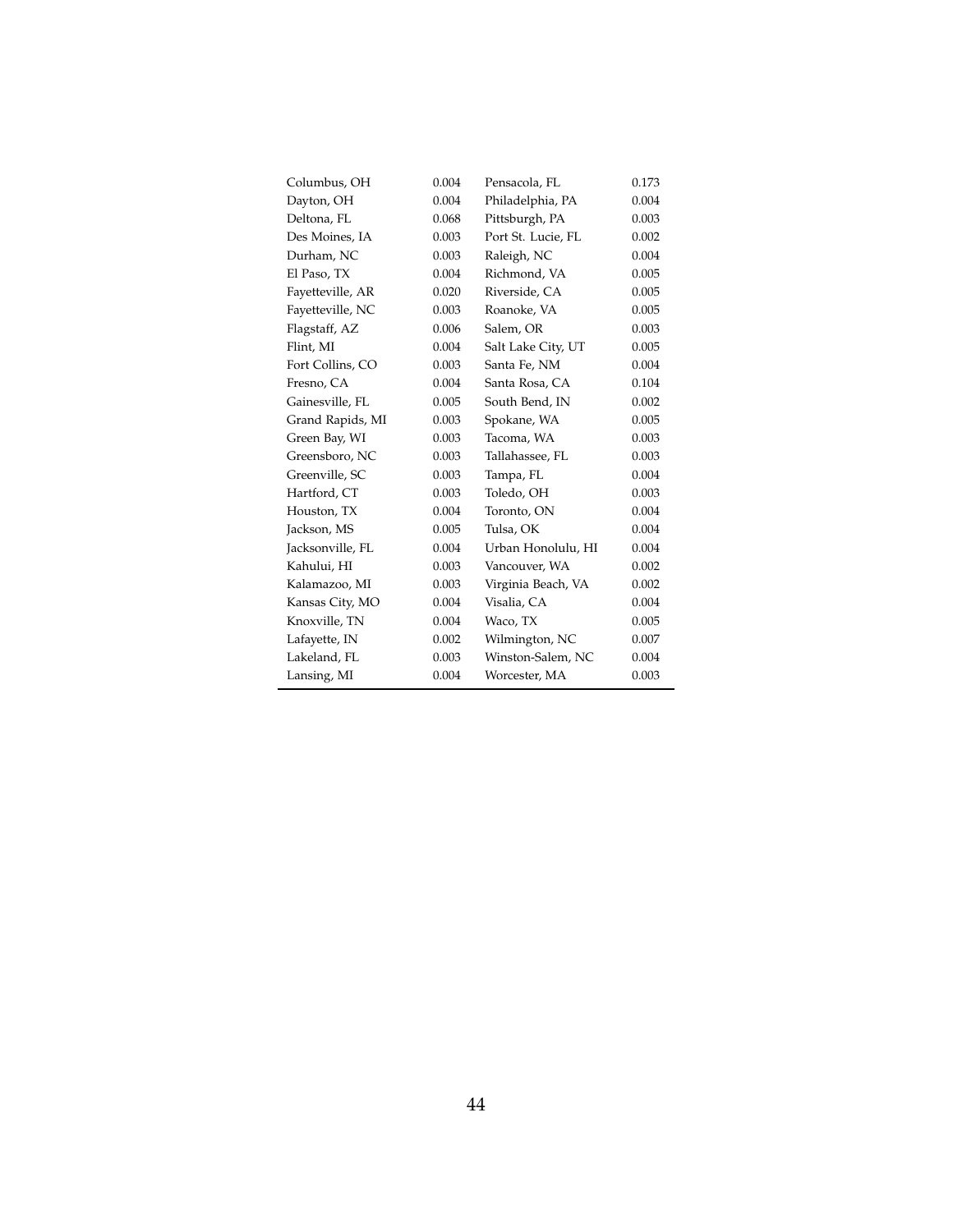| | | | |
|---|---|---|---|
| Columbus, OH | 0.004 | Pensacola, FL | 0.173 |
| Dayton, OH | 0.004 | Philadelphia, PA | 0.004 |
| Deltona, FL | 0.068 | Pittsburgh, PA | 0.003 |
| Des Moines, IA | 0.003 | Port St. Lucie, FL | 0.002 |
| Durham, NC | 0.003 | Raleigh, NC | 0.004 |
| El Paso, TX | 0.004 | Richmond, VA | 0.005 |
| Fayetteville, AR | 0.020 | Riverside, CA | 0.005 |
| Fayetteville, NC | 0.003 | Roanoke, VA | 0.005 |
| Flagstaff, AZ | 0.006 | Salem, OR | 0.003 |
| Flint, MI | 0.004 | Salt Lake City, UT | 0.005 |
| Fort Collins, CO | 0.003 | Santa Fe, NM | 0.004 |
| Fresno, CA | 0.004 | Santa Rosa, CA | 0.104 |
| Gainesville, FL | 0.005 | South Bend, IN | 0.002 |
| Grand Rapids, MI | 0.003 | Spokane, WA | 0.005 |
| Green Bay, WI | 0.003 | Tacoma, WA | 0.003 |
| Greensboro, NC | 0.003 | Tallahassee, FL | 0.003 |
| Greenville, SC | 0.003 | Tampa, FL | 0.004 |
| Hartford, CT | 0.003 | Toledo, OH | 0.003 |
| Houston, TX | 0.004 | Toronto, ON | 0.004 |
| Jackson, MS | 0.005 | Tulsa, OK | 0.004 |
| Jacksonville, FL | 0.004 | Urban Honolulu, HI | 0.004 |
| Kahului, HI | 0.003 | Vancouver, WA | 0.002 |
| Kalamazoo, MI | 0.003 | Virginia Beach, VA | 0.002 |
| Kansas City, MO | 0.004 | Visalia, CA | 0.004 |
| Knoxville, TN | 0.004 | Waco, TX | 0.005 |
| Lafayette, IN | 0.002 | Wilmington, NC | 0.007 |
| Lakeland, FL | 0.003 | Winston-Salem, NC | 0.004 |
| Lansing, MI | 0.004 | Worcester, MA | 0.003 |